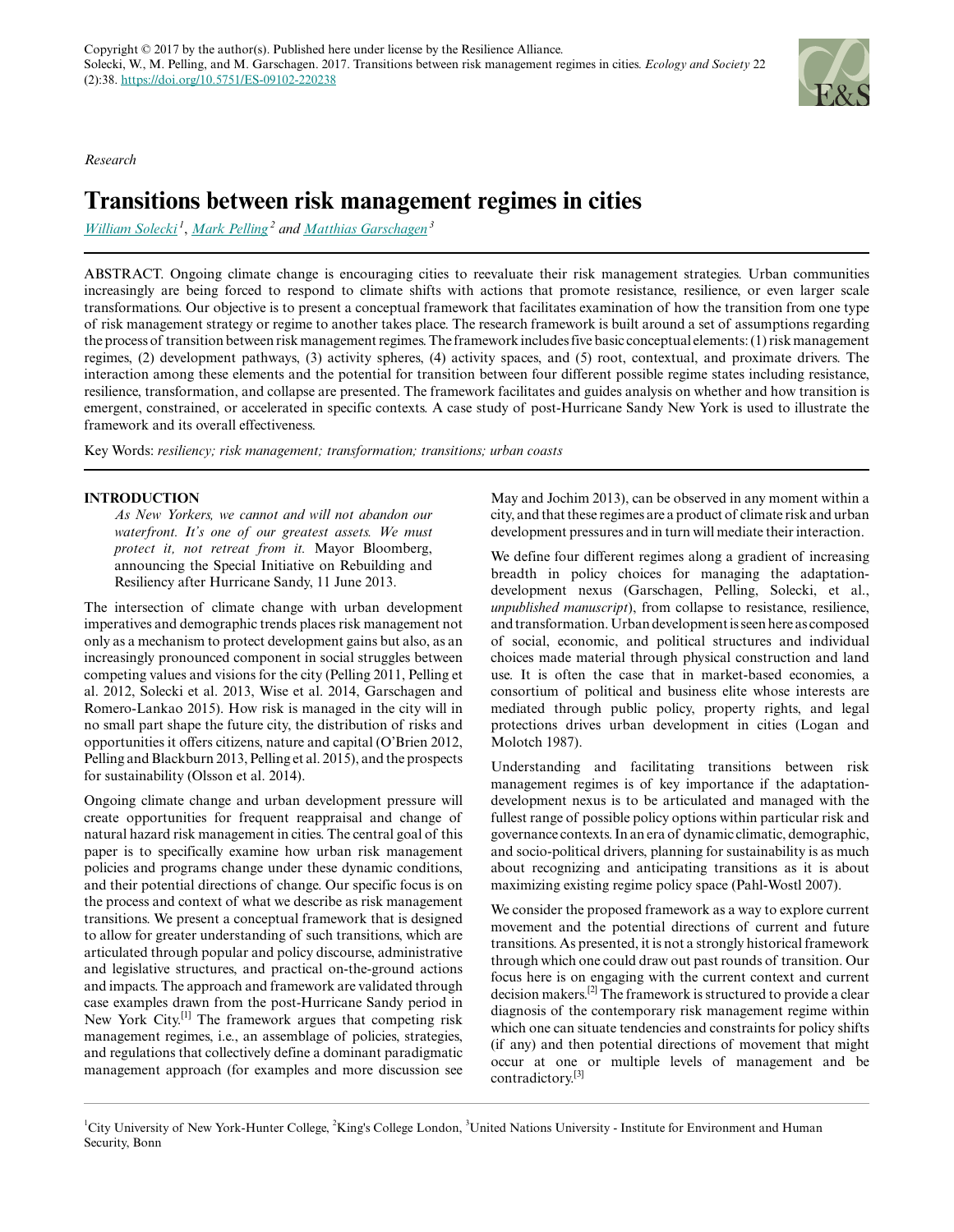Copyright © 2017 by the author(s). Published here under license by the Resilience Alliance.
Solecki, W., M. Pelling, and M. Garschagen. 2017. Transitions between risk management regimes in cities. *Ecology and Society* 22 (2):38. https://doi.org/10.5751/ES-09102-220238

*Research*

# Transitions between risk management regimes in cities

William Solecki[1], Mark Pelling[2] and Matthias Garschagen[3]

ABSTRACT. Ongoing climate change is encouraging cities to reevaluate their risk management strategies. Urban communities increasingly are being forced to respond to climate shifts with actions that promote resistance, resilience, or even larger scale transformations. Our objective is to present a conceptual framework that facilitates examination of how the transition from one type of risk management strategy or regime to another takes place. The research framework is built around a set of assumptions regarding the process of transition between risk management regimes. The framework includes five basic conceptual elements: (1) risk management regimes, (2) development pathways, (3) activity spheres, (4) activity spaces, and (5) root, contextual, and proximate drivers. The interaction among these elements and the potential for transition between four different possible regime states including resistance, resilience, transformation, and collapse are presented. The framework facilitates and guides analysis on whether and how transition is emergent, constrained, or accelerated in specific contexts. A case study of post-Hurricane Sandy New York is used to illustrate the framework and its overall effectiveness.

Key Words: *resiliency; risk management; transformation; transitions; urban coasts*

## INTRODUCTION

> *As New Yorkers, we cannot and will not abandon our waterfront. It's one of our greatest assets. We must protect it, not retreat from it.* Mayor Bloomberg, announcing the Special Initiative on Rebuilding and Resiliency after Hurricane Sandy, 11 June 2013.

The intersection of climate change with urban development imperatives and demographic trends places risk management not only as a mechanism to protect development gains but also, as an increasingly pronounced component in social struggles between competing values and visions for the city (Pelling 2011, Pelling et al. 2012, Solecki et al. 2013, Wise et al. 2014, Garschagen and Romero-Lankao 2015). How risk is managed in the city will in no small part shape the future city, the distribution of risks and opportunities it offers citizens, nature and capital (O'Brien 2012, Pelling and Blackburn 2013, Pelling et al. 2015), and the prospects for sustainability (Olsson et al. 2014).

Ongoing climate change and urban development pressure will create opportunities for frequent reappraisal and change of natural hazard risk management in cities. The central goal of this paper is to specifically examine how urban risk management policies and programs change under these dynamic conditions, and their potential directions of change. Our specific focus is on the process and context of what we describe as risk management transitions. We present a conceptual framework that is designed to allow for greater understanding of such transitions, which are articulated through popular and policy discourse, administrative and legislative structures, and practical on-the-ground actions and impacts. The approach and framework are validated through case examples drawn from the post-Hurricane Sandy period in New York City.[1] The framework argues that competing risk management regimes, i.e., an assemblage of policies, strategies, and regulations that collectively define a dominant paradigmatic management approach (for examples and more discussion see May and Jochim 2013), can be observed in any moment within a city, and that these regimes are a product of climate risk and urban development pressures and in turn will mediate their interaction.

We define four different regimes along a gradient of increasing breadth in policy choices for managing the adaptation-development nexus (Garschagen, Pelling, Solecki, et al., *unpublished manuscript*), from collapse to resistance, resilience, and transformation. Urban development is seen here as composed of social, economic, and political structures and individual choices made material through physical construction and land use. It is often the case that in market-based economies, a consortium of political and business elite whose interests are mediated through public policy, property rights, and legal protections drives urban development in cities (Logan and Molotch 1987).

Understanding and facilitating transitions between risk management regimes is of key importance if the adaptation-development nexus is to be articulated and managed with the fullest range of possible policy options within particular risk and governance contexts. In an era of dynamic climatic, demographic, and socio-political drivers, planning for sustainability is as much about recognizing and anticipating transitions as it is about maximizing existing regime policy space (Pahl-Wostl 2007).

We consider the proposed framework as a way to explore current movement and the potential directions of current and future transitions. As presented, it is not a strongly historical framework through which one could draw out past rounds of transition. Our focus here is on engaging with the current context and current decision makers.[2] The framework is structured to provide a clear diagnosis of the contemporary risk management regime within which one can situate tendencies and constraints for policy shifts (if any) and then potential directions of movement that might occur at one or multiple levels of management and be contradictory.[3]

[1]City University of New York-Hunter College, [2]King's College London, [3]United Nations University - Institute for Environment and Human Security, Bonn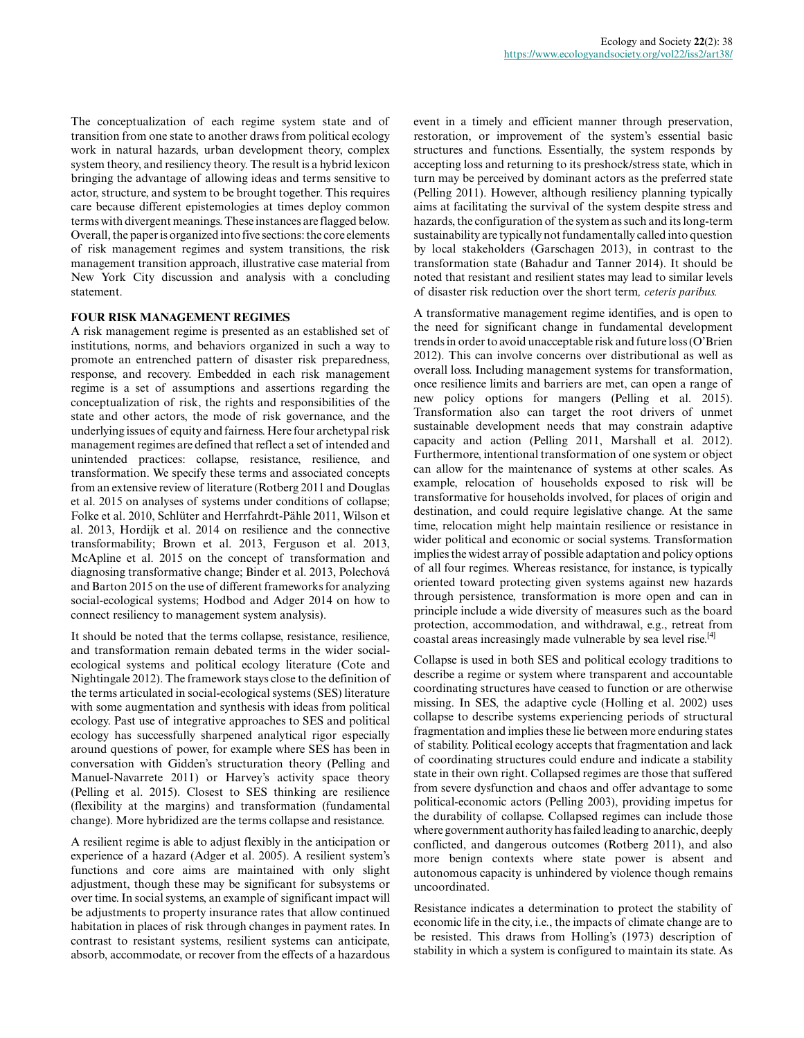The conceptualization of each regime system state and of transition from one state to another draws from political ecology work in natural hazards, urban development theory, complex system theory, and resiliency theory. The result is a hybrid lexicon bringing the advantage of allowing ideas and terms sensitive to actor, structure, and system to be brought together. This requires care because different epistemologies at times deploy common terms with divergent meanings. These instances are flagged below. Overall, the paper is organized into five sections: the core elements of risk management regimes and system transitions, the risk management transition approach, illustrative case material from New York City discussion and analysis with a concluding statement.

## FOUR RISK MANAGEMENT REGIMES

A risk management regime is presented as an established set of institutions, norms, and behaviors organized in such a way to promote an entrenched pattern of disaster risk preparedness, response, and recovery. Embedded in each risk management regime is a set of assumptions and assertions regarding the conceptualization of risk, the rights and responsibilities of the state and other actors, the mode of risk governance, and the underlying issues of equity and fairness. Here four archetypal risk management regimes are defined that reflect a set of intended and unintended practices: collapse, resistance, resilience, and transformation. We specify these terms and associated concepts from an extensive review of literature (Rotberg 2011 and Douglas et al. 2015 on analyses of systems under conditions of collapse; Folke et al. 2010, Schlüter and Herrfahrdt-Pähle 2011, Wilson et al. 2013, Hordijk et al. 2014 on resilience and the connective transformability; Brown et al. 2013, Ferguson et al. 2013, McApline et al. 2015 on the concept of transformation and diagnosing transformative change; Binder et al. 2013, Polechová and Barton 2015 on the use of different frameworks for analyzing social-ecological systems; Hodbod and Adger 2014 on how to connect resiliency to management system analysis).

It should be noted that the terms collapse, resistance, resilience, and transformation remain debated terms in the wider social-ecological systems and political ecology literature (Cote and Nightingale 2012). The framework stays close to the definition of the terms articulated in social-ecological systems (SES) literature with some augmentation and synthesis with ideas from political ecology. Past use of integrative approaches to SES and political ecology has successfully sharpened analytical rigor especially around questions of power, for example where SES has been in conversation with Gidden's structuration theory (Pelling and Manuel-Navarrete 2011) or Harvey's activity space theory (Pelling et al. 2015). Closest to SES thinking are resilience (flexibility at the margins) and transformation (fundamental change). More hybridized are the terms collapse and resistance.

A resilient regime is able to adjust flexibly in the anticipation or experience of a hazard (Adger et al. 2005). A resilient system's functions and core aims are maintained with only slight adjustment, though these may be significant for subsystems or over time. In social systems, an example of significant impact will be adjustments to property insurance rates that allow continued habitation in places of risk through changes in payment rates. In contrast to resistant systems, resilient systems can anticipate, absorb, accommodate, or recover from the effects of a hazardous event in a timely and efficient manner through preservation, restoration, or improvement of the system's essential basic structures and functions. Essentially, the system responds by accepting loss and returning to its preshock/stress state, which in turn may be perceived by dominant actors as the preferred state (Pelling 2011). However, although resiliency planning typically aims at facilitating the survival of the system despite stress and hazards, the configuration of the system as such and its long-term sustainability are typically not fundamentally called into question by local stakeholders (Garschagen 2013), in contrast to the transformation state (Bahadur and Tanner 2014). It should be noted that resistant and resilient states may lead to similar levels of disaster risk reduction over the short term*, ceteris paribus.*

A transformative management regime identifies, and is open to the need for significant change in fundamental development trends in order to avoid unacceptable risk and future loss (O'Brien 2012). This can involve concerns over distributional as well as overall loss. Including management systems for transformation, once resilience limits and barriers are met, can open a range of new policy options for mangers (Pelling et al. 2015). Transformation also can target the root drivers of unmet sustainable development needs that may constrain adaptive capacity and action (Pelling 2011, Marshall et al. 2012). Furthermore, intentional transformation of one system or object can allow for the maintenance of systems at other scales. As example, relocation of households exposed to risk will be transformative for households involved, for places of origin and destination, and could require legislative change. At the same time, relocation might help maintain resilience or resistance in wider political and economic or social systems. Transformation implies the widest array of possible adaptation and policy options of all four regimes. Whereas resistance, for instance, is typically oriented toward protecting given systems against new hazards through persistence, transformation is more open and can in principle include a wide diversity of measures such as the board protection, accommodation, and withdrawal, e.g., retreat from coastal areas increasingly made vulnerable by sea level rise.[4]

Collapse is used in both SES and political ecology traditions to describe a regime or system where transparent and accountable coordinating structures have ceased to function or are otherwise missing. In SES, the adaptive cycle (Holling et al. 2002) uses collapse to describe systems experiencing periods of structural fragmentation and implies these lie between more enduring states of stability. Political ecology accepts that fragmentation and lack of coordinating structures could endure and indicate a stability state in their own right. Collapsed regimes are those that suffered from severe dysfunction and chaos and offer advantage to some political-economic actors (Pelling 2003), providing impetus for the durability of collapse. Collapsed regimes can include those where government authority has failed leading to anarchic, deeply conflicted, and dangerous outcomes (Rotberg 2011), and also more benign contexts where state power is absent and autonomous capacity is unhindered by violence though remains uncoordinated.

Resistance indicates a determination to protect the stability of economic life in the city, i.e., the impacts of climate change are to be resisted. This draws from Holling's (1973) description of stability in which a system is configured to maintain its state. As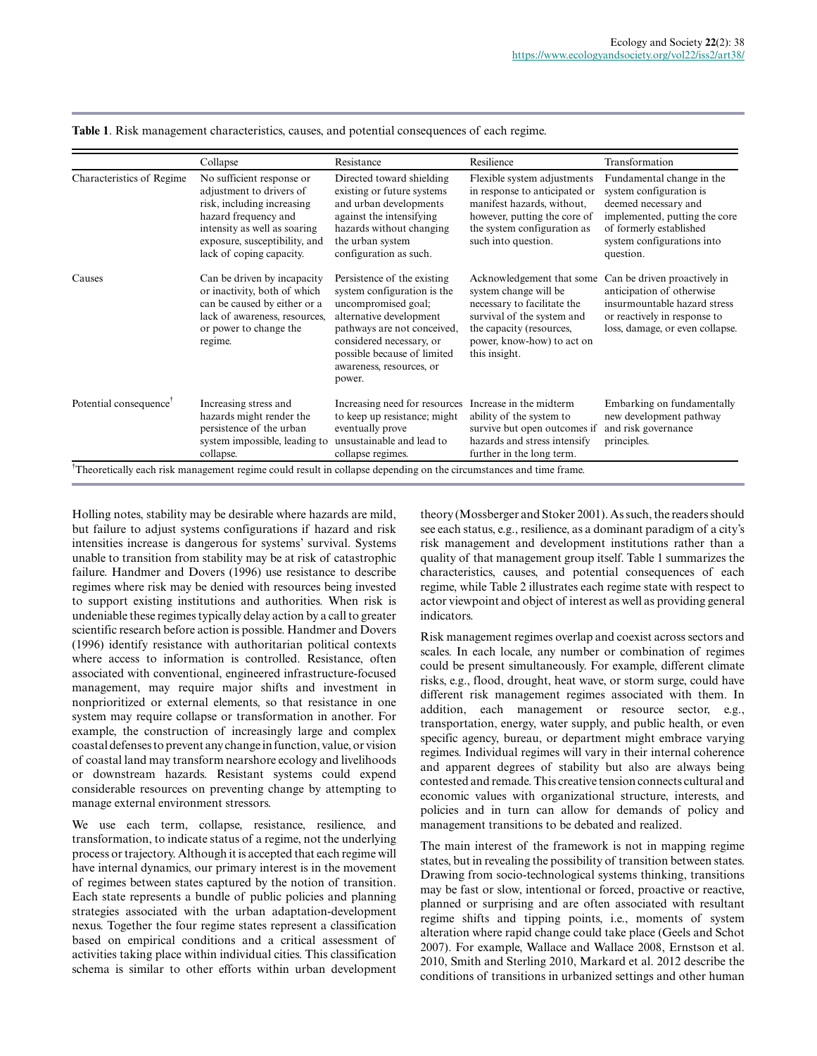**Table 1**. Risk management characteristics, causes, and potential consequences of each regime.

| | Collapse | Resistance | Resilience | Transformation |
|---|---|---|---|---|
| Characteristics of Regime | No sufficient response or adjustment to drivers of risk, including increasing hazard frequency and intensity as well as soaring exposure, susceptibility, and lack of coping capacity. | Directed toward shielding existing or future systems and urban developments against the intensifying hazards without changing the urban system configuration as such. | Flexible system adjustments in response to anticipated or manifest hazards, without, however, putting the core of the system configuration as such into question. | Fundamental change in the system configuration is deemed necessary and implemented, putting the core of formerly established system configurations into question. |
| Causes | Can be driven by incapacity or inactivity, both of which can be caused by either or a lack of awareness, resources, or power to change the regime. | Persistence of the existing system configuration is the uncompromised goal; alternative development pathways are not conceived, considered necessary, or possible because of limited awareness, resources, or power. | Acknowledgement that some system change will be necessary to facilitate the survival of the system and the capacity (resources, power, know-how) to act on this insight. | Can be driven proactively in anticipation of otherwise insurmountable hazard stress or reactively in response to loss, damage, or even collapse. |
| Potential consequence[†] | Increasing stress and hazards might render the persistence of the urban system impossible, leading to collapse. | Increasing need for resources to keep up resistance; might eventually prove unsustainable and lead to collapse regimes. | Increase in the midterm ability of the system to survive but open outcomes if hazards and stress intensify further in the long term. | Embarking on fundamentally new development pathway and risk governance principles. |

[†]Theoretically each risk management regime could result in collapse depending on the circumstances and time frame.

Holling notes, stability may be desirable where hazards are mild, but failure to adjust systems configurations if hazard and risk intensities increase is dangerous for systems' survival. Systems unable to transition from stability may be at risk of catastrophic failure. Handmer and Dovers (1996) use resistance to describe regimes where risk may be denied with resources being invested to support existing institutions and authorities. When risk is undeniable these regimes typically delay action by a call to greater scientific research before action is possible. Handmer and Dovers (1996) identify resistance with authoritarian political contexts where access to information is controlled. Resistance, often associated with conventional, engineered infrastructure-focused management, may require major shifts and investment in nonprioritized or external elements, so that resistance in one system may require collapse or transformation in another. For example, the construction of increasingly large and complex coastal defenses to prevent any change in function, value, or vision of coastal land may transform nearshore ecology and livelihoods or downstream hazards. Resistant systems could expend considerable resources on preventing change by attempting to manage external environment stressors.

We use each term, collapse, resistance, resilience, and transformation, to indicate status of a regime, not the underlying process or trajectory. Although it is accepted that each regime will have internal dynamics, our primary interest is in the movement of regimes between states captured by the notion of transition. Each state represents a bundle of public policies and planning strategies associated with the urban adaptation-development nexus. Together the four regime states represent a classification based on empirical conditions and a critical assessment of activities taking place within individual cities. This classification schema is similar to other efforts within urban development theory (Mossberger and Stoker 2001). As such, the readers should see each status, e.g., resilience, as a dominant paradigm of a city's risk management and development institutions rather than a quality of that management group itself. Table 1 summarizes the characteristics, causes, and potential consequences of each regime, while Table 2 illustrates each regime state with respect to actor viewpoint and object of interest as well as providing general indicators.

Risk management regimes overlap and coexist across sectors and scales. In each locale, any number or combination of regimes could be present simultaneously. For example, different climate risks, e.g., flood, drought, heat wave, or storm surge, could have different risk management regimes associated with them. In addition, each management or resource sector, e.g., transportation, energy, water supply, and public health, or even specific agency, bureau, or department might embrace varying regimes. Individual regimes will vary in their internal coherence and apparent degrees of stability but also are always being contested and remade. This creative tension connects cultural and economic values with organizational structure, interests, and policies and in turn can allow for demands of policy and management transitions to be debated and realized.

The main interest of the framework is not in mapping regime states, but in revealing the possibility of transition between states. Drawing from socio-technological systems thinking, transitions may be fast or slow, intentional or forced, proactive or reactive, planned or surprising and are often associated with resultant regime shifts and tipping points, i.e., moments of system alteration where rapid change could take place (Geels and Schot 2007). For example, Wallace and Wallace 2008, Ernstson et al. 2010, Smith and Sterling 2010, Markard et al. 2012 describe the conditions of transitions in urbanized settings and other human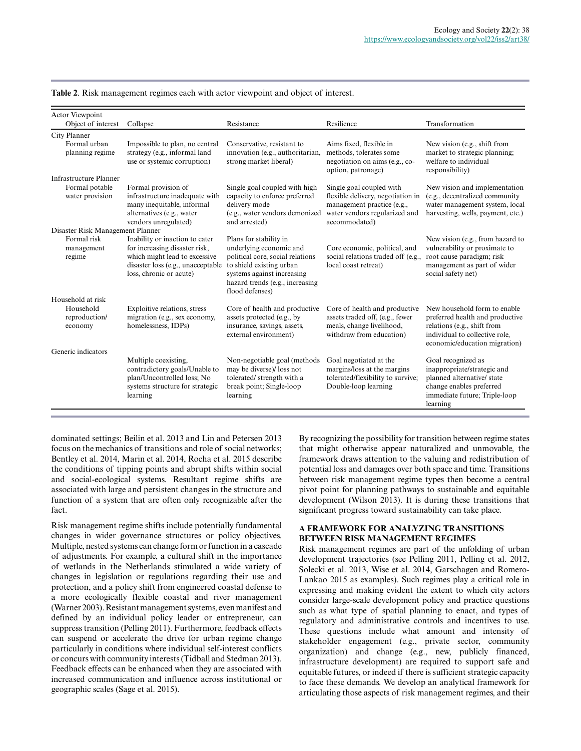**Table 2**. Risk management regimes each with actor viewpoint and object of interest.

| Actor Viewpoint / Object of interest | Collapse | Resistance | Resilience | Transformation |
|---|---|---|---|---|
| **City Planner** | | | | |
| Formal urban planning regime | Impossible to plan, no central strategy (e.g., informal land use or systemic corruption) | Conservative, resistant to innovation (e.g., authoritarian, strong market liberal) | Aims fixed, flexible in methods, tolerates some negotiation on aims (e.g., co-option, patronage) | New vision (e.g., shift from market to strategic planning; welfare to individual responsibility) |
| **Infrastructure Planner** | | | | |
| Formal potable water provision | Formal provision of infrastructure inadequate with many inequitable, informal alternatives (e.g., water vendors unregulated) | Single goal coupled with high capacity to enforce preferred delivery mode (e.g., water vendors demonized and arrested) | Single goal coupled with flexible delivery, negotiation in management practice (e.g., water vendors regularized and accommodated) | New vision and implementation (e.g., decentralized community water management system, local harvesting, wells, payment, etc.) |
| **Disaster Risk Management Planner** | | | | |
| Formal risk management regime | Inability or inaction to cater for increasing disaster risk, which might lead to excessive disaster loss (e.g., unacceptable loss, chronic or acute) | Plans for stability in underlying economic and political core, social relations to shield existing urban systems against increasing hazard trends (e.g., increasing flood defenses) | Core economic, political, and social relations traded off (e.g., local coast retreat) | New vision (e.g., from hazard to vulnerability or proximate to root cause paradigm; risk management as part of wider social safety net) |
| **Household at risk** | | | | |
| Household reproduction/ economy | Exploitive relations, stress migration (e.g., sex economy, homelessness, IDPs) | Core of health and productive assets protected (e.g., by insurance, savings, assets, external environment) | Core of health and productive assets traded off, (e.g., fewer meals, change livelihood, withdraw from education) | New household form to enable preferred health and productive relations (e.g., shift from individual to collective role, economic/education migration) |
| **Generic indicators** | Multiple coexisting, contradictory goals/Unable to plan/Uncontrolled loss; No systems structure for strategic learning | Non-negotiable goal (methods may be diverse)/ loss not tolerated/ strength with a break point; Single-loop learning | Goal negotiated at the margins/loss at the margins tolerated/flexibility to survive; Double-loop learning | Goal recognized as inappropriate/strategic and planned alternative/ state change enables preferred immediate future; Triple-loop learning |

dominated settings; Beilin et al. 2013 and Lin and Petersen 2013 focus on the mechanics of transitions and role of social networks; Bentley et al. 2014, Marin et al. 2014, Rocha et al. 2015 describe the conditions of tipping points and abrupt shifts within social and social-ecological systems. Resultant regime shifts are associated with large and persistent changes in the structure and function of a system that are often only recognizable after the fact.

Risk management regime shifts include potentially fundamental changes in wider governance structures or policy objectives. Multiple, nested systems can change form or function in a cascade of adjustments. For example, a cultural shift in the importance of wetlands in the Netherlands stimulated a wide variety of changes in legislation or regulations regarding their use and protection, and a policy shift from engineered coastal defense to a more ecologically flexible coastal and river management (Warner 2003). Resistant management systems, even manifest and defined by an individual policy leader or entrepreneur, can suppress transition (Pelling 2011). Furthermore, feedback effects can suspend or accelerate the drive for urban regime change particularly in conditions where individual self-interest conflicts or concurs with community interests (Tidball and Stedman 2013). Feedback effects can be enhanced when they are associated with increased communication and influence across institutional or geographic scales (Sage et al. 2015).

By recognizing the possibility for transition between regime states that might otherwise appear naturalized and unmovable, the framework draws attention to the valuing and redistribution of potential loss and damages over both space and time. Transitions between risk management regime types then become a central pivot point for planning pathways to sustainable and equitable development (Wilson 2013). It is during these transitions that significant progress toward sustainability can take place.

## A FRAMEWORK FOR ANALYZING TRANSITIONS BETWEEN RISK MANAGEMENT REGIMES

Risk management regimes are part of the unfolding of urban development trajectories (see Pelling 2011, Pelling et al. 2012, Solecki et al. 2013, Wise et al. 2014, Garschagen and Romero-Lankao 2015 as examples). Such regimes play a critical role in expressing and making evident the extent to which city actors consider large-scale development policy and practice questions such as what type of spatial planning to enact, and types of regulatory and administrative controls and incentives to use. These questions include what amount and intensity of stakeholder engagement (e.g., private sector, community organization) and change (e.g., new, publicly financed, infrastructure development) are required to support safe and equitable futures, or indeed if there is sufficient strategic capacity to face these demands. We develop an analytical framework for articulating those aspects of risk management regimes, and their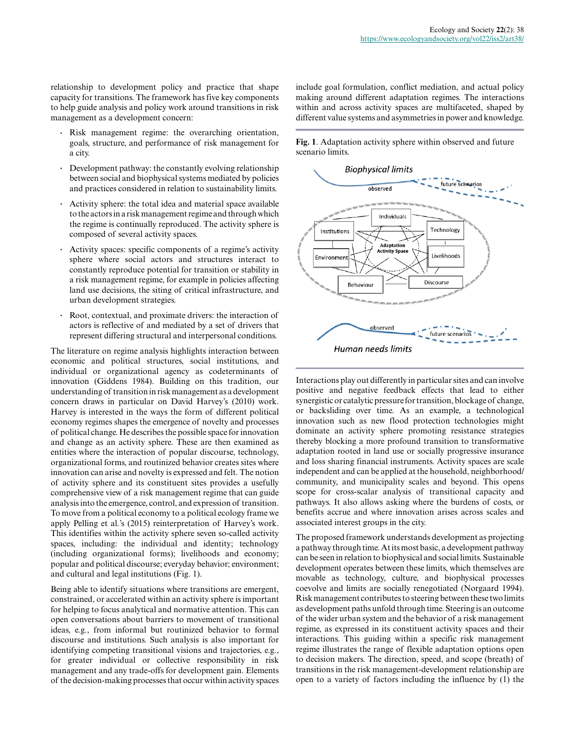relationship to development policy and practice that shape capacity for transitions. The framework has five key components to help guide analysis and policy work around transitions in risk management as a development concern:

- Risk management regime: the overarching orientation, goals, structure, and performance of risk management for a city.
- Development pathway: the constantly evolving relationship between social and biophysical systems mediated by policies and practices considered in relation to sustainability limits.
- Activity sphere: the total idea and material space available to the actors in a risk management regime and through which the regime is continually reproduced. The activity sphere is composed of several activity spaces.
- Activity spaces: specific components of a regime's activity sphere where social actors and structures interact to constantly reproduce potential for transition or stability in a risk management regime, for example in policies affecting land use decisions, the siting of critical infrastructure, and urban development strategies.
- Root, contextual, and proximate drivers: the interaction of actors is reflective of and mediated by a set of drivers that represent differing structural and interpersonal conditions.

The literature on regime analysis highlights interaction between economic and political structures, social institutions, and individual or organizational agency as codeterminants of innovation (Giddens 1984). Building on this tradition, our understanding of transition in risk management as a development concern draws in particular on David Harvey's (2010) work. Harvey is interested in the ways the form of different political economy regimes shapes the emergence of novelty and processes of political change. He describes the possible space for innovation and change as an activity sphere. These are then examined as entities where the interaction of popular discourse, technology, organizational forms, and routinized behavior creates sites where innovation can arise and novelty is expressed and felt. The notion of activity sphere and its constituent sites provides a usefully comprehensive view of a risk management regime that can guide analysis into the emergence, control, and expression of transition. To move from a political economy to a political ecology frame we apply Pelling et al.'s (2015) reinterpretation of Harvey's work. This identifies within the activity sphere seven so-called activity spaces, including: the individual and identity; technology (including organizational forms); livelihoods and economy; popular and political discourse; everyday behavior; environment; and cultural and legal institutions (Fig. 1).

Being able to identify situations where transitions are emergent, constrained, or accelerated within an activity sphere is important for helping to focus analytical and normative attention. This can open conversations about barriers to movement of transitional ideas, e.g., from informal but routinized behavior to formal discourse and institutions. Such analysis is also important for identifying competing transitional visions and trajectories, e.g., for greater individual or collective responsibility in risk management and any trade-offs for development gain. Elements of the decision-making processes that occur within activity spaces include goal formulation, conflict mediation, and actual policy making around different adaptation regimes. The interactions within and across activity spaces are multifaceted, shaped by different value systems and asymmetries in power and knowledge.

**Fig. 1**. Adaptation activity sphere within observed and future scenario limits.

Interactions play out differently in particular sites and can involve positive and negative feedback effects that lead to either synergistic or catalytic pressure for transition, blockage of change, or backsliding over time. As an example, a technological innovation such as new flood protection technologies might dominate an activity sphere promoting resistance strategies thereby blocking a more profound transition to transformative adaptation rooted in land use or socially progressive insurance and loss sharing financial instruments. Activity spaces are scale independent and can be applied at the household, neighborhood/community, and municipality scales and beyond. This opens scope for cross-scalar analysis of transitional capacity and pathways. It also allows asking where the burdens of costs, or benefits accrue and where innovation arises across scales and associated interest groups in the city.

The proposed framework understands development as projecting a pathway through time. At its most basic, a development pathway can be seen in relation to biophysical and social limits. Sustainable development operates between these limits, which themselves are movable as technology, culture, and biophysical processes coevolve and limits are socially renegotiated (Norgaard 1994). Risk management contributes to steering between these two limits as development paths unfold through time. Steering is an outcome of the wider urban system and the behavior of a risk management regime, as expressed in its constituent activity spaces and their interactions. This guiding within a specific risk management regime illustrates the range of flexible adaptation options open to decision makers. The direction, speed, and scope (breath) of transitions in the risk management-development relationship are open to a variety of factors including the influence by (1) the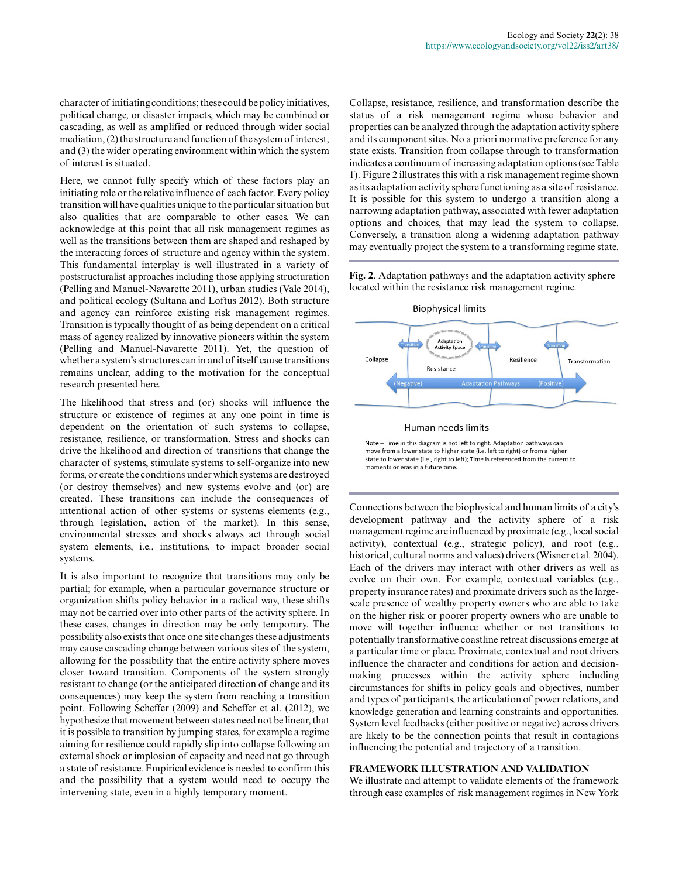character of initiating conditions; these could be policy initiatives, political change, or disaster impacts, which may be combined or cascading, as well as amplified or reduced through wider social mediation, (2) the structure and function of the system of interest, and (3) the wider operating environment within which the system of interest is situated.

Here, we cannot fully specify which of these factors play an initiating role or the relative influence of each factor. Every policy transition will have qualities unique to the particular situation but also qualities that are comparable to other cases. We can acknowledge at this point that all risk management regimes as well as the transitions between them are shaped and reshaped by the interacting forces of structure and agency within the system. This fundamental interplay is well illustrated in a variety of poststructuralist approaches including those applying structuration (Pelling and Manuel-Navarette 2011), urban studies (Vale 2014), and political ecology (Sultana and Loftus 2012). Both structure and agency can reinforce existing risk management regimes. Transition is typically thought of as being dependent on a critical mass of agency realized by innovative pioneers within the system (Pelling and Manuel-Navarette 2011). Yet, the question of whether a system's structures can in and of itself cause transitions remains unclear, adding to the motivation for the conceptual research presented here.

The likelihood that stress and (or) shocks will influence the structure or existence of regimes at any one point in time is dependent on the orientation of such systems to collapse, resistance, resilience, or transformation. Stress and shocks can drive the likelihood and direction of transitions that change the character of systems, stimulate systems to self-organize into new forms, or create the conditions under which systems are destroyed (or destroy themselves) and new systems evolve and (or) are created. These transitions can include the consequences of intentional action of other systems or systems elements (e.g., through legislation, action of the market). In this sense, environmental stresses and shocks always act through social system elements, i.e., institutions, to impact broader social systems.

It is also important to recognize that transitions may only be partial; for example, when a particular governance structure or organization shifts policy behavior in a radical way, these shifts may not be carried over into other parts of the activity sphere. In these cases, changes in direction may be only temporary. The possibility also exists that once one site changes these adjustments may cause cascading change between various sites of the system, allowing for the possibility that the entire activity sphere moves closer toward transition. Components of the system strongly resistant to change (or the anticipated direction of change and its consequences) may keep the system from reaching a transition point. Following Scheffer (2009) and Scheffer et al. (2012), we hypothesize that movement between states need not be linear, that it is possible to transition by jumping states, for example a regime aiming for resilience could rapidly slip into collapse following an external shock or implosion of capacity and need not go through a state of resistance. Empirical evidence is needed to confirm this and the possibility that a system would need to occupy the intervening state, even in a highly temporary moment.

Collapse, resistance, resilience, and transformation describe the status of a risk management regime whose behavior and properties can be analyzed through the adaptation activity sphere and its component sites. No a priori normative preference for any state exists. Transition from collapse through to transformation indicates a continuum of increasing adaptation options (see Table 1). Figure 2 illustrates this with a risk management regime shown as its adaptation activity sphere functioning as a site of resistance. It is possible for this system to undergo a transition along a narrowing adaptation pathway, associated with fewer adaptation options and choices, that may lead the system to collapse. Conversely, a transition along a widening adaptation pathway may eventually project the system to a transforming regime state.

**Fig. 2**. Adaptation pathways and the adaptation activity sphere located within the resistance risk management regime.

Biophysical limits

Transition | Adaptation Activity Space | Transition | Transition

Collapse | Resistance | Resilience | Transformation

(Negative) Adaptation Pathways (Positive)

Human needs limits

Note – Time in this diagram is not left to right. Adaptation pathways can move from a lower state to higher state (i.e. left to right) or from a higher state to lower state (i.e., right to left); Time is referenced from the current to moments or eras in a future time.

Connections between the biophysical and human limits of a city's development pathway and the activity sphere of a risk management regime are influenced by proximate (e.g., local social activity), contextual (e.g., strategic policy), and root (e.g., historical, cultural norms and values) drivers (Wisner et al. 2004). Each of the drivers may interact with other drivers as well as evolve on their own. For example, contextual variables (e.g., property insurance rates) and proximate drivers such as the large-scale presence of wealthy property owners who are able to take on the higher risk or poorer property owners who are unable to move will together influence whether or not transitions to potentially transformative coastline retreat discussions emerge at a particular time or place. Proximate, contextual and root drivers influence the character and conditions for action and decision-making processes within the activity sphere including circumstances for shifts in policy goals and objectives, number and types of participants, the articulation of power relations, and knowledge generation and learning constraints and opportunities. System level feedbacks (either positive or negative) across drivers are likely to be the connection points that result in contagions influencing the potential and trajectory of a transition.

## FRAMEWORK ILLUSTRATION AND VALIDATION

We illustrate and attempt to validate elements of the framework through case examples of risk management regimes in New York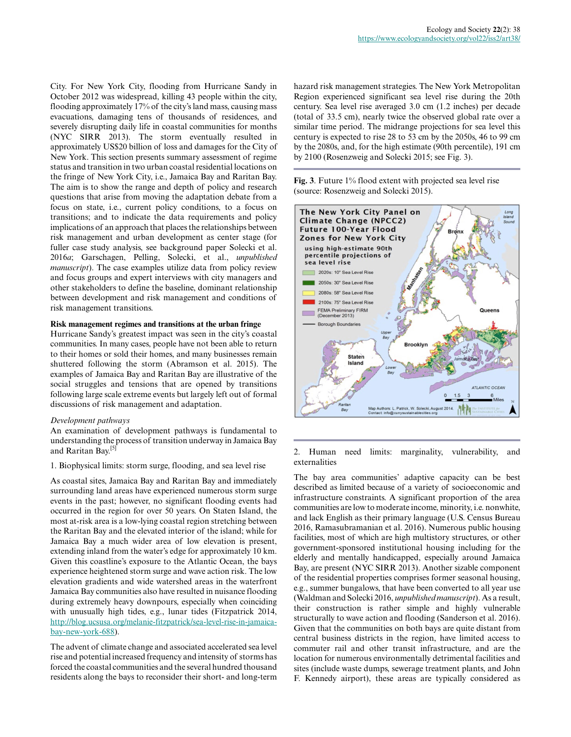City. For New York City, flooding from Hurricane Sandy in October 2012 was widespread, killing 43 people within the city, flooding approximately 17% of the city's land mass, causing mass evacuations, damaging tens of thousands of residences, and severely disrupting daily life in coastal communities for months (NYC SIRR 2013). The storm eventually resulted in approximately US$20 billion of loss and damages for the City of New York. This section presents summary assessment of regime status and transition in two urban coastal residential locations on the fringe of New York City, i.e., Jamaica Bay and Raritan Bay. The aim is to show the range and depth of policy and research questions that arise from moving the adaptation debate from a focus on state, i.e., current policy conditions, to a focus on transitions; and to indicate the data requirements and policy implications of an approach that places the relationships between risk management and urban development as center stage (for fuller case study analysis, see background paper Solecki et al. 2016*a*; Garschagen, Pelling, Solecki, et al., *unpublished manuscript*). The case examples utilize data from policy review and focus groups and expert interviews with city managers and other stakeholders to define the baseline, dominant relationship between development and risk management and conditions of risk management transitions.

**Risk management regimes and transitions at the urban fringe**

Hurricane Sandy's greatest impact was seen in the city's coastal communities. In many cases, people have not been able to return to their homes or sold their homes, and many businesses remain shuttered following the storm (Abramson et al. 2015). The examples of Jamaica Bay and Raritan Bay are illustrative of the social struggles and tensions that are opened by transitions following large scale extreme events but largely left out of formal discussions of risk management and adaptation.

*Development pathways*

An examination of development pathways is fundamental to understanding the process of transition underway in Jamaica Bay and Raritan Bay.[5]

1. Biophysical limits: storm surge, flooding, and sea level rise

As coastal sites, Jamaica Bay and Raritan Bay and immediately surrounding land areas have experienced numerous storm surge events in the past; however, no significant flooding events had occurred in the region for over 50 years. On Staten Island, the most at-risk area is a low-lying coastal region stretching between the Raritan Bay and the elevated interior of the island; while for Jamaica Bay a much wider area of low elevation is present, extending inland from the water's edge for approximately 10 km. Given this coastline's exposure to the Atlantic Ocean, the bays experience heightened storm surge and wave action risk. The low elevation gradients and wide watershed areas in the waterfront Jamaica Bay communities also have resulted in nuisance flooding during extremely heavy downpours, especially when coinciding with unusually high tides, e.g., lunar tides (Fitzpatrick 2014, http://blog.ucsusa.org/melanie-fitzpatrick/sea-level-rise-in-jamaica-bay-new-york-688).

The advent of climate change and associated accelerated sea level rise and potential increased frequency and intensity of storms has forced the coastal communities and the several hundred thousand residents along the bays to reconsider their short- and long-term hazard risk management strategies. The New York Metropolitan Region experienced significant sea level rise during the 20th century. Sea level rise averaged 3.0 cm (1.2 inches) per decade (total of 33.5 cm), nearly twice the observed global rate over a similar time period. The midrange projections for sea level this century is expected to rise 28 to 53 cm by the 2050s, 46 to 99 cm by the 2080s, and, for the high estimate (90th percentile), 191 cm by 2100 (Rosenzweig and Solecki 2015; see Fig. 3).

**Fig. 3**. Future 1% flood extent with projected sea level rise (source: Rosenzweig and Solecki 2015).

2. Human need limits: marginality, vulnerability, and externalities

The bay area communities' adaptive capacity can be best described as limited because of a variety of socioeconomic and infrastructure constraints. A significant proportion of the area communities are low to moderate income, minority, i.e. nonwhite, and lack English as their primary language (U.S. Census Bureau 2016, Ramasubramanian et al. 2016). Numerous public housing facilities, most of which are high multistory structures, or other government-sponsored institutional housing including for the elderly and mentally handicapped, especially around Jamaica Bay, are present (NYC SIRR 2013). Another sizable component of the residential properties comprises former seasonal housing, e.g., summer bungalows, that have been converted to all year use (Waldman and Solecki 2016, *unpublished manuscript*). As a result, their construction is rather simple and highly vulnerable structurally to wave action and flooding (Sanderson et al. 2016). Given that the communities on both bays are quite distant from central business districts in the region, have limited access to commuter rail and other transit infrastructure, and are the location for numerous environmentally detrimental facilities and sites (include waste dumps, sewerage treatment plants, and John F. Kennedy airport), these areas are typically considered as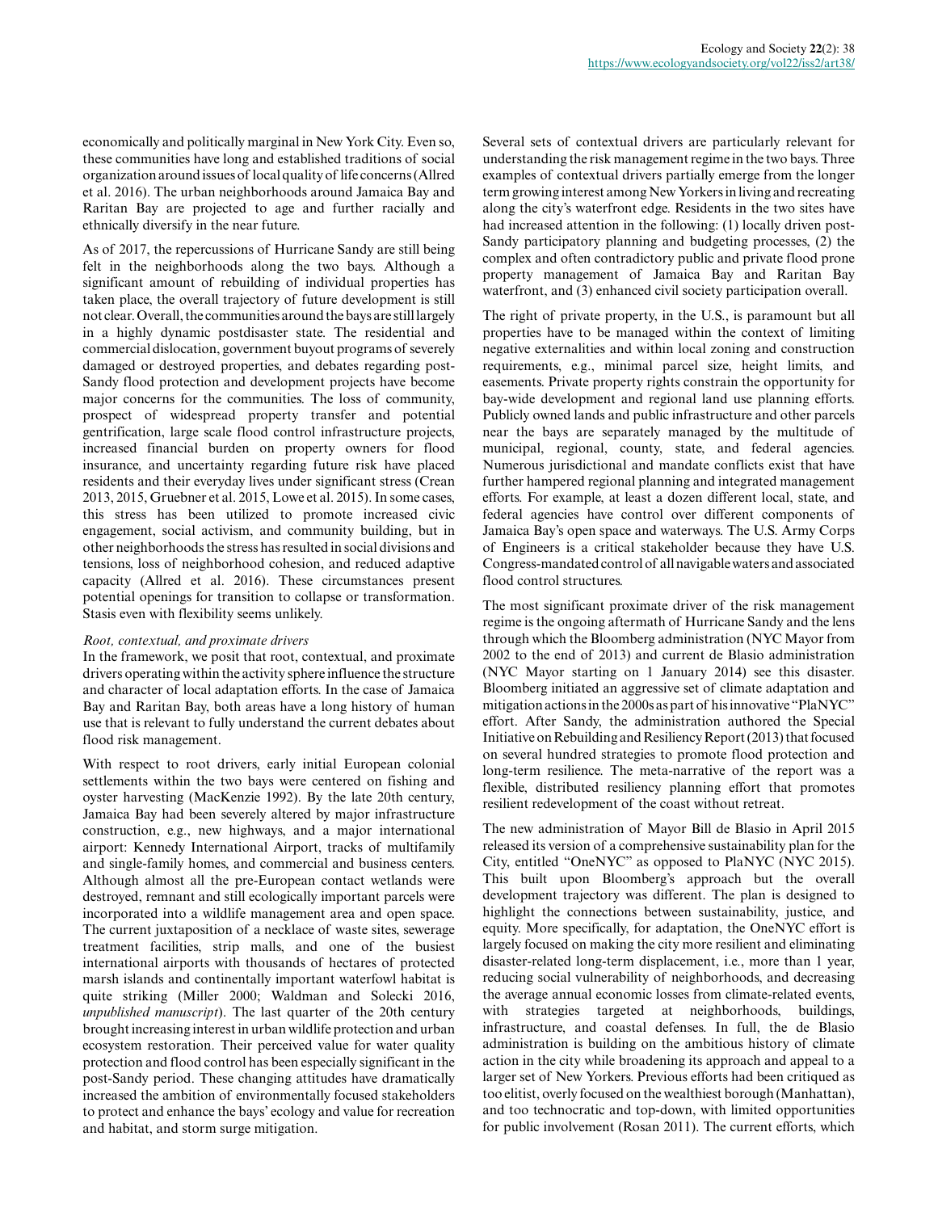economically and politically marginal in New York City. Even so, these communities have long and established traditions of social organization around issues of local quality of life concerns (Allred et al. 2016). The urban neighborhoods around Jamaica Bay and Raritan Bay are projected to age and further racially and ethnically diversify in the near future.

As of 2017, the repercussions of Hurricane Sandy are still being felt in the neighborhoods along the two bays. Although a significant amount of rebuilding of individual properties has taken place, the overall trajectory of future development is still not clear. Overall, the communities around the bays are still largely in a highly dynamic postdisaster state. The residential and commercial dislocation, government buyout programs of severely damaged or destroyed properties, and debates regarding post-Sandy flood protection and development projects have become major concerns for the communities. The loss of community, prospect of widespread property transfer and potential gentrification, large scale flood control infrastructure projects, increased financial burden on property owners for flood insurance, and uncertainty regarding future risk have placed residents and their everyday lives under significant stress (Crean 2013, 2015, Gruebner et al. 2015, Lowe et al. 2015). In some cases, this stress has been utilized to promote increased civic engagement, social activism, and community building, but in other neighborhoods the stress has resulted in social divisions and tensions, loss of neighborhood cohesion, and reduced adaptive capacity (Allred et al. 2016). These circumstances present potential openings for transition to collapse or transformation. Stasis even with flexibility seems unlikely.

*Root, contextual, and proximate drivers*

In the framework, we posit that root, contextual, and proximate drivers operating within the activity sphere influence the structure and character of local adaptation efforts. In the case of Jamaica Bay and Raritan Bay, both areas have a long history of human use that is relevant to fully understand the current debates about flood risk management.

With respect to root drivers, early initial European colonial settlements within the two bays were centered on fishing and oyster harvesting (MacKenzie 1992). By the late 20th century, Jamaica Bay had been severely altered by major infrastructure construction, e.g., new highways, and a major international airport: Kennedy International Airport, tracks of multifamily and single-family homes, and commercial and business centers. Although almost all the pre-European contact wetlands were destroyed, remnant and still ecologically important parcels were incorporated into a wildlife management area and open space. The current juxtaposition of a necklace of waste sites, sewerage treatment facilities, strip malls, and one of the busiest international airports with thousands of hectares of protected marsh islands and continentally important waterfowl habitat is quite striking (Miller 2000; Waldman and Solecki 2016, *unpublished manuscript*). The last quarter of the 20th century brought increasing interest in urban wildlife protection and urban ecosystem restoration. Their perceived value for water quality protection and flood control has been especially significant in the post-Sandy period. These changing attitudes have dramatically increased the ambition of environmentally focused stakeholders to protect and enhance the bays' ecology and value for recreation and habitat, and storm surge mitigation.

Several sets of contextual drivers are particularly relevant for understanding the risk management regime in the two bays. Three examples of contextual drivers partially emerge from the longer term growing interest among New Yorkers in living and recreating along the city's waterfront edge. Residents in the two sites have had increased attention in the following: (1) locally driven post-Sandy participatory planning and budgeting processes, (2) the complex and often contradictory public and private flood prone property management of Jamaica Bay and Raritan Bay waterfront, and (3) enhanced civil society participation overall.

The right of private property, in the U.S., is paramount but all properties have to be managed within the context of limiting negative externalities and within local zoning and construction requirements, e.g., minimal parcel size, height limits, and easements. Private property rights constrain the opportunity for bay-wide development and regional land use planning efforts. Publicly owned lands and public infrastructure and other parcels near the bays are separately managed by the multitude of municipal, regional, county, state, and federal agencies. Numerous jurisdictional and mandate conflicts exist that have further hampered regional planning and integrated management efforts. For example, at least a dozen different local, state, and federal agencies have control over different components of Jamaica Bay's open space and waterways. The U.S. Army Corps of Engineers is a critical stakeholder because they have U.S. Congress-mandated control of all navigable waters and associated flood control structures.

The most significant proximate driver of the risk management regime is the ongoing aftermath of Hurricane Sandy and the lens through which the Bloomberg administration (NYC Mayor from 2002 to the end of 2013) and current de Blasio administration (NYC Mayor starting on 1 January 2014) see this disaster. Bloomberg initiated an aggressive set of climate adaptation and mitigation actions in the 2000s as part of his innovative "PlaNYC" effort. After Sandy, the administration authored the Special Initiative on Rebuilding and Resiliency Report (2013) that focused on several hundred strategies to promote flood protection and long-term resilience. The meta-narrative of the report was a flexible, distributed resiliency planning effort that promotes resilient redevelopment of the coast without retreat.

The new administration of Mayor Bill de Blasio in April 2015 released its version of a comprehensive sustainability plan for the City, entitled "OneNYC" as opposed to PlaNYC (NYC 2015). This built upon Bloomberg's approach but the overall development trajectory was different. The plan is designed to highlight the connections between sustainability, justice, and equity. More specifically, for adaptation, the OneNYC effort is largely focused on making the city more resilient and eliminating disaster-related long-term displacement, i.e., more than 1 year, reducing social vulnerability of neighborhoods, and decreasing the average annual economic losses from climate-related events, with strategies targeted at neighborhoods, buildings, infrastructure, and coastal defenses. In full, the de Blasio administration is building on the ambitious history of climate action in the city while broadening its approach and appeal to a larger set of New Yorkers. Previous efforts had been critiqued as too elitist, overly focused on the wealthiest borough (Manhattan), and too technocratic and top-down, with limited opportunities for public involvement (Rosan 2011). The current efforts, which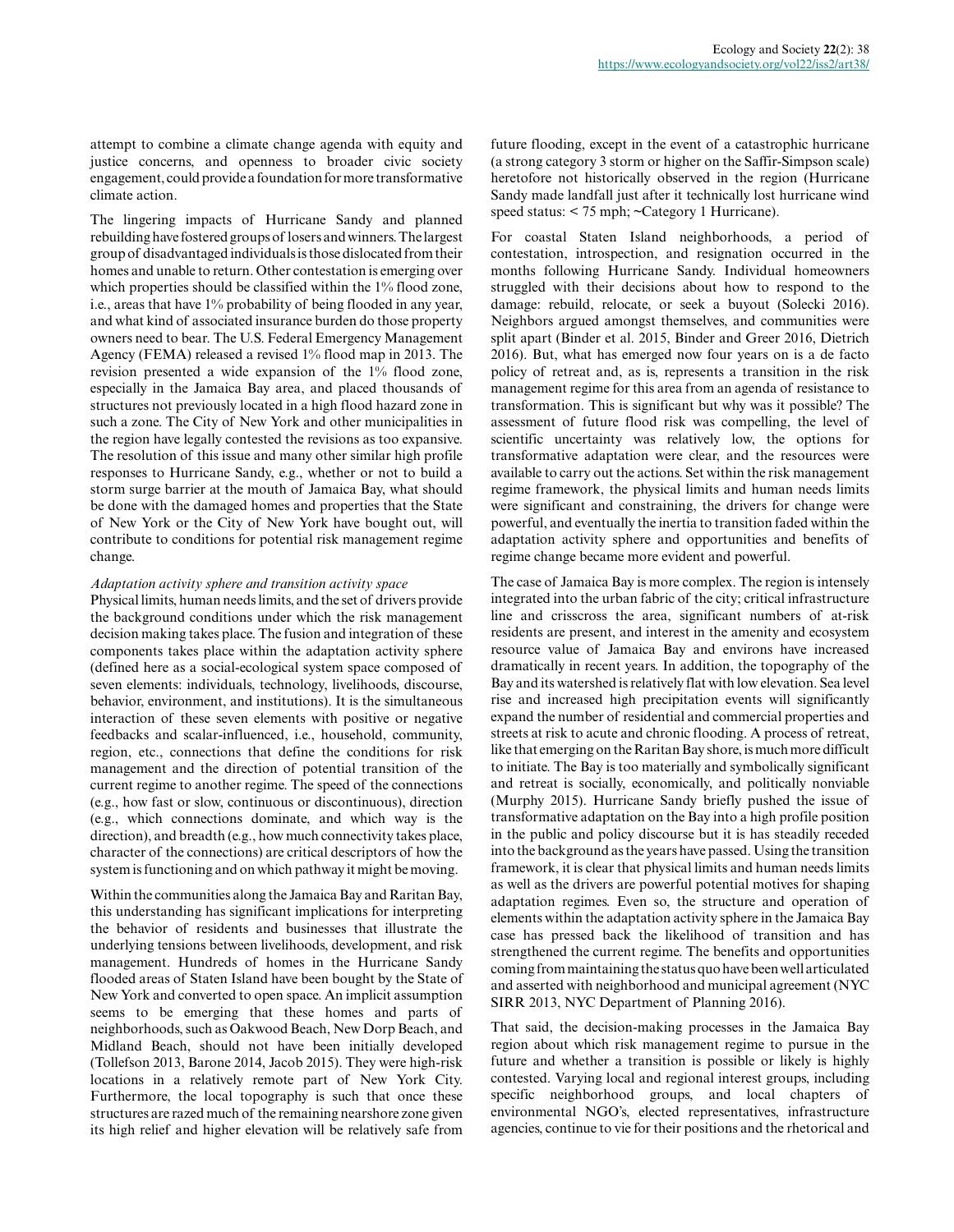attempt to combine a climate change agenda with equity and justice concerns, and openness to broader civic society engagement, could provide a foundation for more transformative climate action.

The lingering impacts of Hurricane Sandy and planned rebuilding have fostered groups of losers and winners. The largest group of disadvantaged individuals is those dislocated from their homes and unable to return. Other contestation is emerging over which properties should be classified within the 1% flood zone, i.e., areas that have 1% probability of being flooded in any year, and what kind of associated insurance burden do those property owners need to bear. The U.S. Federal Emergency Management Agency (FEMA) released a revised 1% flood map in 2013. The revision presented a wide expansion of the 1% flood zone, especially in the Jamaica Bay area, and placed thousands of structures not previously located in a high flood hazard zone in such a zone. The City of New York and other municipalities in the region have legally contested the revisions as too expansive. The resolution of this issue and many other similar high profile responses to Hurricane Sandy, e.g., whether or not to build a storm surge barrier at the mouth of Jamaica Bay, what should be done with the damaged homes and properties that the State of New York or the City of New York have bought out, will contribute to conditions for potential risk management regime change.

*Adaptation activity sphere and transition activity space*

Physical limits, human needs limits, and the set of drivers provide the background conditions under which the risk management decision making takes place. The fusion and integration of these components takes place within the adaptation activity sphere (defined here as a social-ecological system space composed of seven elements: individuals, technology, livelihoods, discourse, behavior, environment, and institutions). It is the simultaneous interaction of these seven elements with positive or negative feedbacks and scalar-influenced, i.e., household, community, region, etc., connections that define the conditions for risk management and the direction of potential transition of the current regime to another regime. The speed of the connections (e.g., how fast or slow, continuous or discontinuous), direction (e.g., which connections dominate, and which way is the direction), and breadth (e.g., how much connectivity takes place, character of the connections) are critical descriptors of how the system is functioning and on which pathway it might be moving.

Within the communities along the Jamaica Bay and Raritan Bay, this understanding has significant implications for interpreting the behavior of residents and businesses that illustrate the underlying tensions between livelihoods, development, and risk management. Hundreds of homes in the Hurricane Sandy flooded areas of Staten Island have been bought by the State of New York and converted to open space. An implicit assumption seems to be emerging that these homes and parts of neighborhoods, such as Oakwood Beach, New Dorp Beach, and Midland Beach, should not have been initially developed (Tollefson 2013, Barone 2014, Jacob 2015). They were high-risk locations in a relatively remote part of New York City. Furthermore, the local topography is such that once these structures are razed much of the remaining nearshore zone given its high relief and higher elevation will be relatively safe from future flooding, except in the event of a catastrophic hurricane (a strong category 3 storm or higher on the Saffir-Simpson scale) heretofore not historically observed in the region (Hurricane Sandy made landfall just after it technically lost hurricane wind speed status: < 75 mph; ~Category 1 Hurricane).

For coastal Staten Island neighborhoods, a period of contestation, introspection, and resignation occurred in the months following Hurricane Sandy. Individual homeowners struggled with their decisions about how to respond to the damage: rebuild, relocate, or seek a buyout (Solecki 2016). Neighbors argued amongst themselves, and communities were split apart (Binder et al. 2015, Binder and Greer 2016, Dietrich 2016). But, what has emerged now four years on is a de facto policy of retreat and, as is, represents a transition in the risk management regime for this area from an agenda of resistance to transformation. This is significant but why was it possible? The assessment of future flood risk was compelling, the level of scientific uncertainty was relatively low, the options for transformative adaptation were clear, and the resources were available to carry out the actions. Set within the risk management regime framework, the physical limits and human needs limits were significant and constraining, the drivers for change were powerful, and eventually the inertia to transition faded within the adaptation activity sphere and opportunities and benefits of regime change became more evident and powerful.

The case of Jamaica Bay is more complex. The region is intensely integrated into the urban fabric of the city; critical infrastructure line and crisscross the area, significant numbers of at-risk residents are present, and interest in the amenity and ecosystem resource value of Jamaica Bay and environs have increased dramatically in recent years. In addition, the topography of the Bay and its watershed is relatively flat with low elevation. Sea level rise and increased high precipitation events will significantly expand the number of residential and commercial properties and streets at risk to acute and chronic flooding. A process of retreat, like that emerging on the Raritan Bay shore, is much more difficult to initiate. The Bay is too materially and symbolically significant and retreat is socially, economically, and politically nonviable (Murphy 2015). Hurricane Sandy briefly pushed the issue of transformative adaptation on the Bay into a high profile position in the public and policy discourse but it is has steadily receded into the background as the years have passed. Using the transition framework, it is clear that physical limits and human needs limits as well as the drivers are powerful potential motives for shaping adaptation regimes. Even so, the structure and operation of elements within the adaptation activity sphere in the Jamaica Bay case has pressed back the likelihood of transition and has strengthened the current regime. The benefits and opportunities coming from maintaining the status quo have been well articulated and asserted with neighborhood and municipal agreement (NYC SIRR 2013, NYC Department of Planning 2016).

That said, the decision-making processes in the Jamaica Bay region about which risk management regime to pursue in the future and whether a transition is possible or likely is highly contested. Varying local and regional interest groups, including specific neighborhood groups, and local chapters of environmental NGO's, elected representatives, infrastructure agencies, continue to vie for their positions and the rhetorical and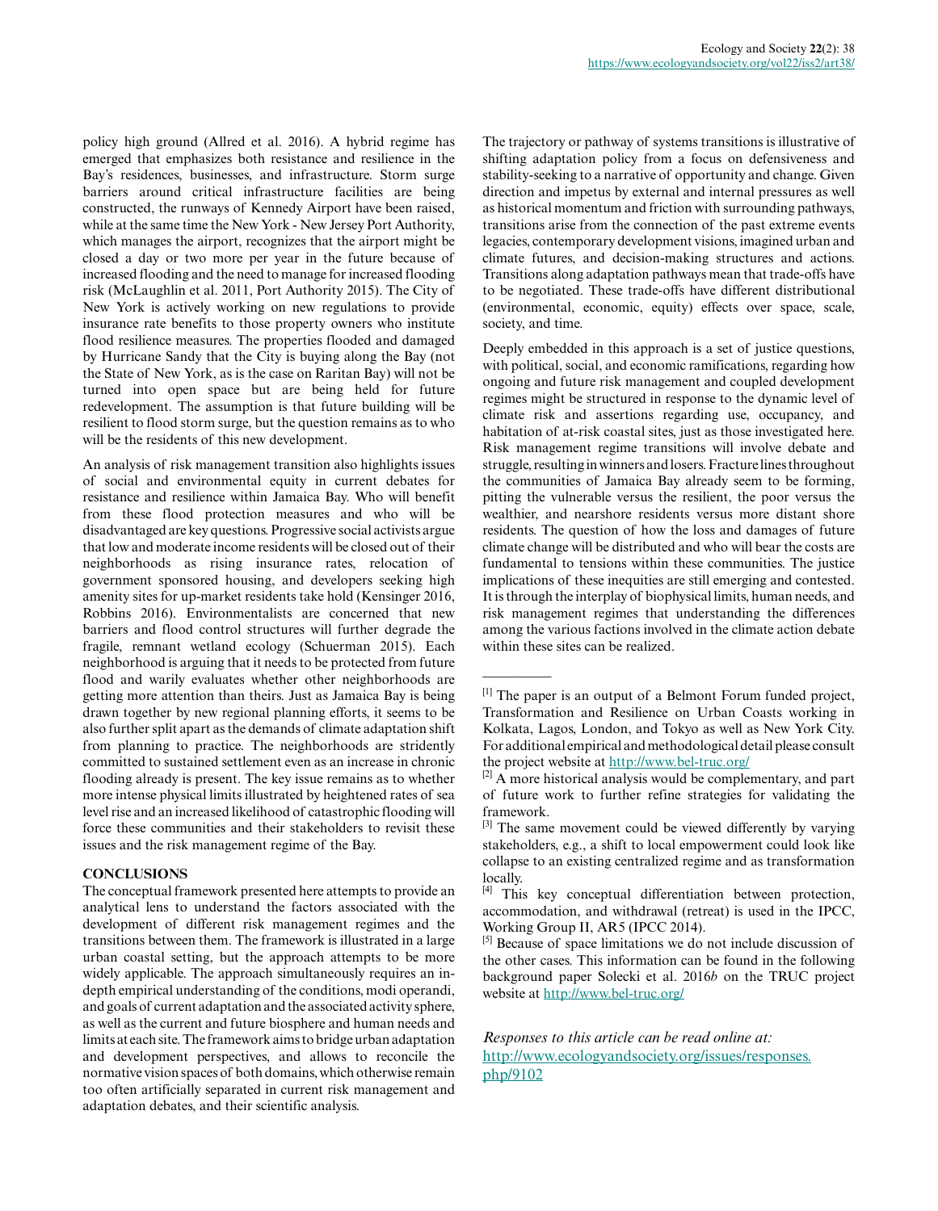policy high ground (Allred et al. 2016). A hybrid regime has emerged that emphasizes both resistance and resilience in the Bay's residences, businesses, and infrastructure. Storm surge barriers around critical infrastructure facilities are being constructed, the runways of Kennedy Airport have been raised, while at the same time the New York - New Jersey Port Authority, which manages the airport, recognizes that the airport might be closed a day or two more per year in the future because of increased flooding and the need to manage for increased flooding risk (McLaughlin et al. 2011, Port Authority 2015). The City of New York is actively working on new regulations to provide insurance rate benefits to those property owners who institute flood resilience measures. The properties flooded and damaged by Hurricane Sandy that the City is buying along the Bay (not the State of New York, as is the case on Raritan Bay) will not be turned into open space but are being held for future redevelopment. The assumption is that future building will be resilient to flood storm surge, but the question remains as to who will be the residents of this new development.

An analysis of risk management transition also highlights issues of social and environmental equity in current debates for resistance and resilience within Jamaica Bay. Who will benefit from these flood protection measures and who will be disadvantaged are key questions. Progressive social activists argue that low and moderate income residents will be closed out of their neighborhoods as rising insurance rates, relocation of government sponsored housing, and developers seeking high amenity sites for up-market residents take hold (Kensinger 2016, Robbins 2016). Environmentalists are concerned that new barriers and flood control structures will further degrade the fragile, remnant wetland ecology (Schuerman 2015). Each neighborhood is arguing that it needs to be protected from future flood and warily evaluates whether other neighborhoods are getting more attention than theirs. Just as Jamaica Bay is being drawn together by new regional planning efforts, it seems to be also further split apart as the demands of climate adaptation shift from planning to practice. The neighborhoods are stridently committed to sustained settlement even as an increase in chronic flooding already is present. The key issue remains as to whether more intense physical limits illustrated by heightened rates of sea level rise and an increased likelihood of catastrophic flooding will force these communities and their stakeholders to revisit these issues and the risk management regime of the Bay.

## CONCLUSIONS

The conceptual framework presented here attempts to provide an analytical lens to understand the factors associated with the development of different risk management regimes and the transitions between them. The framework is illustrated in a large urban coastal setting, but the approach attempts to be more widely applicable. The approach simultaneously requires an in-depth empirical understanding of the conditions, modi operandi, and goals of current adaptation and the associated activity sphere, as well as the current and future biosphere and human needs and limits at each site. The framework aims to bridge urban adaptation and development perspectives, and allows to reconcile the normative vision spaces of both domains, which otherwise remain too often artificially separated in current risk management and adaptation debates, and their scientific analysis.

The trajectory or pathway of systems transitions is illustrative of shifting adaptation policy from a focus on defensiveness and stability-seeking to a narrative of opportunity and change. Given direction and impetus by external and internal pressures as well as historical momentum and friction with surrounding pathways, transitions arise from the connection of the past extreme events legacies, contemporary development visions, imagined urban and climate futures, and decision-making structures and actions. Transitions along adaptation pathways mean that trade-offs have to be negotiated. These trade-offs have different distributional (environmental, economic, equity) effects over space, scale, society, and time.

Deeply embedded in this approach is a set of justice questions, with political, social, and economic ramifications, regarding how ongoing and future risk management and coupled development regimes might be structured in response to the dynamic level of climate risk and assertions regarding use, occupancy, and habitation of at-risk coastal sites, just as those investigated here. Risk management regime transitions will involve debate and struggle, resulting in winners and losers. Fracture lines throughout the communities of Jamaica Bay already seem to be forming, pitting the vulnerable versus the resilient, the poor versus the wealthier, and nearshore residents versus more distant shore residents. The question of how the loss and damages of future climate change will be distributed and who will bear the costs are fundamental to tensions within these communities. The justice implications of these inequities are still emerging and contested. It is through the interplay of biophysical limits, human needs, and risk management regimes that understanding the differences among the various factions involved in the climate action debate within these sites can be realized.

---

[1] The paper is an output of a Belmont Forum funded project, Transformation and Resilience on Urban Coasts working in Kolkata, Lagos, London, and Tokyo as well as New York City. For additional empirical and methodological detail please consult the project website at http://www.bel-truc.org/

[2] A more historical analysis would be complementary, and part of future work to further refine strategies for validating the framework.

[3] The same movement could be viewed differently by varying stakeholders, e.g., a shift to local empowerment could look like collapse to an existing centralized regime and as transformation locally.

[4] This key conceptual differentiation between protection, accommodation, and withdrawal (retreat) is used in the IPCC, Working Group II, AR5 (IPCC 2014).

[5] Because of space limitations we do not include discussion of the other cases. This information can be found in the following background paper Solecki et al. 2016*b* on the TRUC project website at http://www.bel-truc.org/

*Responses to this article can be read online at:*
http://www.ecologyandsociety.org/issues/responses.php/9102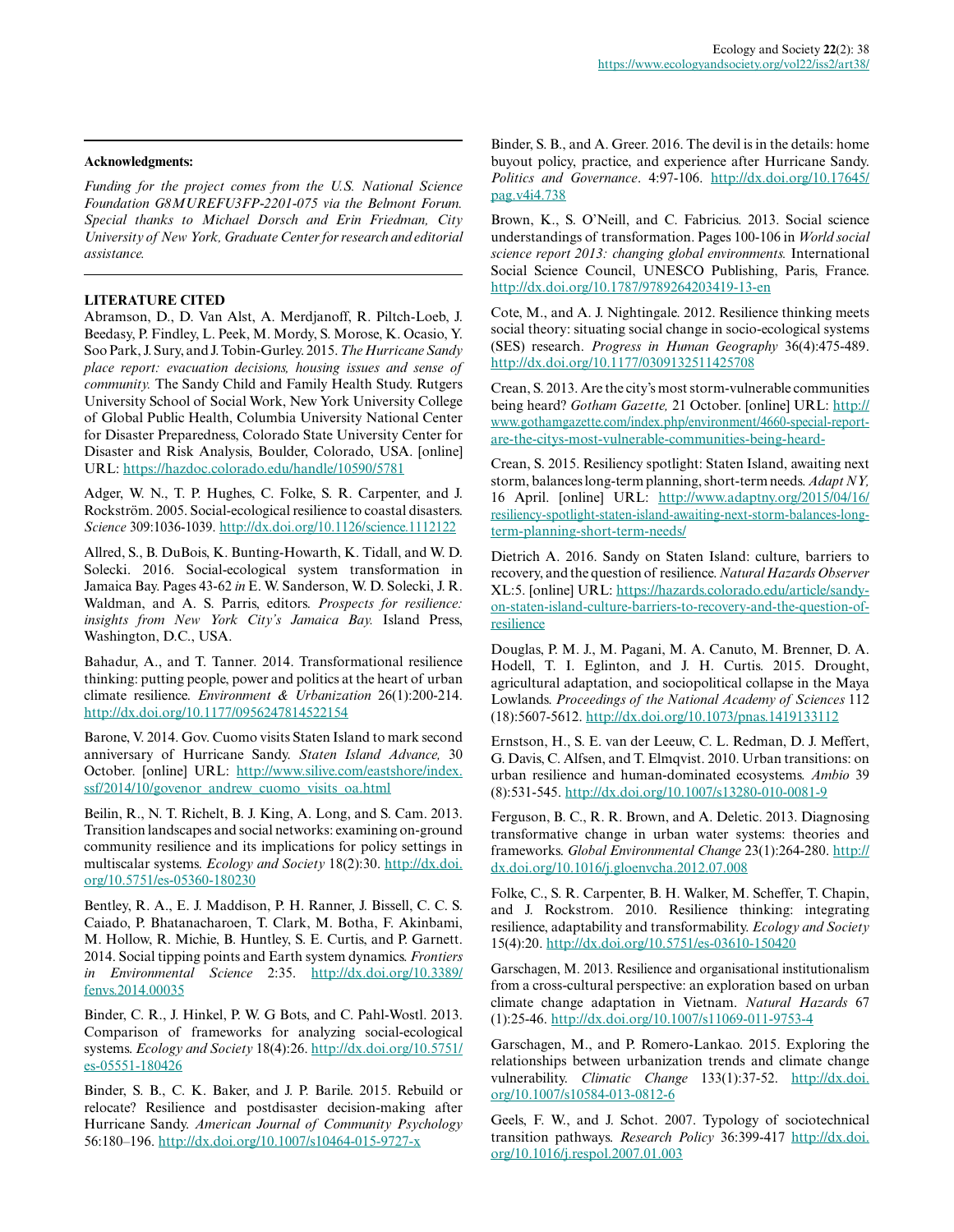**Acknowledgments:**

*Funding for the project comes from the U.S. National Science Foundation G8MUREFU3FP-2201-075 via the Belmont Forum. Special thanks to Michael Dorsch and Erin Friedman, City University of New York, Graduate Center for research and editorial assistance.*

## LITERATURE CITED

Abramson, D., D. Van Alst, A. Merdjanoff, R. Piltch-Loeb, J. Beedasy, P. Findley, L. Peek, M. Mordy, S. Morose, K. Ocasio, Y. Soo Park, J. Sury, and J. Tobin-Gurley. 2015. *The Hurricane Sandy place report: evacuation decisions, housing issues and sense of community.* The Sandy Child and Family Health Study. Rutgers University School of Social Work, New York University College of Global Public Health, Columbia University National Center for Disaster Preparedness, Colorado State University Center for Disaster and Risk Analysis, Boulder, Colorado, USA. [online] URL: https://hazdoc.colorado.edu/handle/10590/5781

Adger, W. N., T. P. Hughes, C. Folke, S. R. Carpenter, and J. Rockström. 2005. Social-ecological resilience to coastal disasters. *Science* 309:1036-1039. http://dx.doi.org/10.1126/science.1112122

Allred, S., B. DuBois, K. Bunting-Howarth, K. Tidall, and W. D. Solecki. 2016. Social-ecological system transformation in Jamaica Bay. Pages 43-62 *in* E. W. Sanderson, W. D. Solecki, J. R. Waldman, and A. S. Parris, editors. *Prospects for resilience: insights from New York City's Jamaica Bay.* Island Press, Washington, D.C., USA.

Bahadur, A., and T. Tanner. 2014. Transformational resilience thinking: putting people, power and politics at the heart of urban climate resilience. *Environment & Urbanization* 26(1):200-214. http://dx.doi.org/10.1177/0956247814522154

Barone, V. 2014. Gov. Cuomo visits Staten Island to mark second anniversary of Hurricane Sandy. *Staten Island Advance,* 30 October. [online] URL: http://www.silive.com/eastshore/index.ssf/2014/10/govenor_andrew_cuomo_visits_oa.html

Beilin, R., N. T. Richelt, B. J. King, A. Long, and S. Cam. 2013. Transition landscapes and social networks: examining on-ground community resilience and its implications for policy settings in multiscalar systems. *Ecology and Society* 18(2):30. http://dx.doi.org/10.5751/es-05360-180230

Bentley, R. A., E. J. Maddison, P. H. Ranner, J. Bissell, C. C. S. Caiado, P. Bhatanacharoen, T. Clark, M. Botha, F. Akinbami, M. Hollow, R. Michie, B. Huntley, S. E. Curtis, and P. Garnett. 2014. Social tipping points and Earth system dynamics. *Frontiers in Environmental Science* 2:35. http://dx.doi.org/10.3389/fenvs.2014.00035

Binder, C. R., J. Hinkel, P. W. G Bots, and C. Pahl-Wostl. 2013. Comparison of frameworks for analyzing social-ecological systems. *Ecology and Society* 18(4):26. http://dx.doi.org/10.5751/es-05551-180426

Binder, S. B., C. K. Baker, and J. P. Barile. 2015. Rebuild or relocate? Resilience and postdisaster decision-making after Hurricane Sandy. *American Journal of Community Psychology* 56:180–196. http://dx.doi.org/10.1007/s10464-015-9727-x

Binder, S. B., and A. Greer. 2016. The devil is in the details: home buyout policy, practice, and experience after Hurricane Sandy. *Politics and Governance*. 4:97-106. http://dx.doi.org/10.17645/pag.v4i4.738

Brown, K., S. O'Neill, and C. Fabricius. 2013. Social science understandings of transformation. Pages 100-106 in *World social science report 2013: changing global environments.* International Social Science Council, UNESCO Publishing, Paris, France. http://dx.doi.org/10.1787/9789264203419-13-en

Cote, M., and A. J. Nightingale. 2012. Resilience thinking meets social theory: situating social change in socio-ecological systems (SES) research. *Progress in Human Geography* 36(4):475-489. http://dx.doi.org/10.1177/0309132511425708

Crean, S. 2013. Are the city's most storm-vulnerable communities being heard? *Gotham Gazette,* 21 October. [online] URL: http://www.gothamgazette.com/index.php/environment/4660-special-report-are-the-citys-most-vulnerable-communities-being-heard-

Crean, S. 2015. Resiliency spotlight: Staten Island, awaiting next storm, balances long-term planning, short-term needs. *Adapt NY,* 16 April. [online] URL: http://www.adaptny.org/2015/04/16/resiliency-spotlight-staten-island-awaiting-next-storm-balances-long-term-planning-short-term-needs/

Dietrich A. 2016. Sandy on Staten Island: culture, barriers to recovery, and the question of resilience. *Natural Hazards Observer* XL:5. [online] URL: https://hazards.colorado.edu/article/sandy-on-staten-island-culture-barriers-to-recovery-and-the-question-of-resilience

Douglas, P. M. J., M. Pagani, M. A. Canuto, M. Brenner, D. A. Hodell, T. I. Eglinton, and J. H. Curtis. 2015. Drought, agricultural adaptation, and sociopolitical collapse in the Maya Lowlands. *Proceedings of the National Academy of Sciences* 112 (18):5607-5612. http://dx.doi.org/10.1073/pnas.1419133112

Ernstson, H., S. E. van der Leeuw, C. L. Redman, D. J. Meffert, G. Davis, C. Alfsen, and T. Elmqvist. 2010. Urban transitions: on urban resilience and human-dominated ecosystems. *Ambio* 39 (8):531-545. http://dx.doi.org/10.1007/s13280-010-0081-9

Ferguson, B. C., R. R. Brown, and A. Deletic. 2013. Diagnosing transformative change in urban water systems: theories and frameworks. *Global Environmental Change* 23(1):264-280. http://dx.doi.org/10.1016/j.gloenvcha.2012.07.008

Folke, C., S. R. Carpenter, B. H. Walker, M. Scheffer, T. Chapin, and J. Rockstrom. 2010. Resilience thinking: integrating resilience, adaptability and transformability. *Ecology and Society* 15(4):20. http://dx.doi.org/10.5751/es-03610-150420

Garschagen, M. 2013. Resilience and organisational institutionalism from a cross-cultural perspective: an exploration based on urban climate change adaptation in Vietnam. *Natural Hazards* 67 (1):25-46. http://dx.doi.org/10.1007/s11069-011-9753-4

Garschagen, M., and P. Romero-Lankao. 2015. Exploring the relationships between urbanization trends and climate change vulnerability. *Climatic Change* 133(1):37-52. http://dx.doi.org/10.1007/s10584-013-0812-6

Geels, F. W., and J. Schot. 2007. Typology of sociotechnical transition pathways. *Research Policy* 36:399-417 http://dx.doi.org/10.1016/j.respol.2007.01.003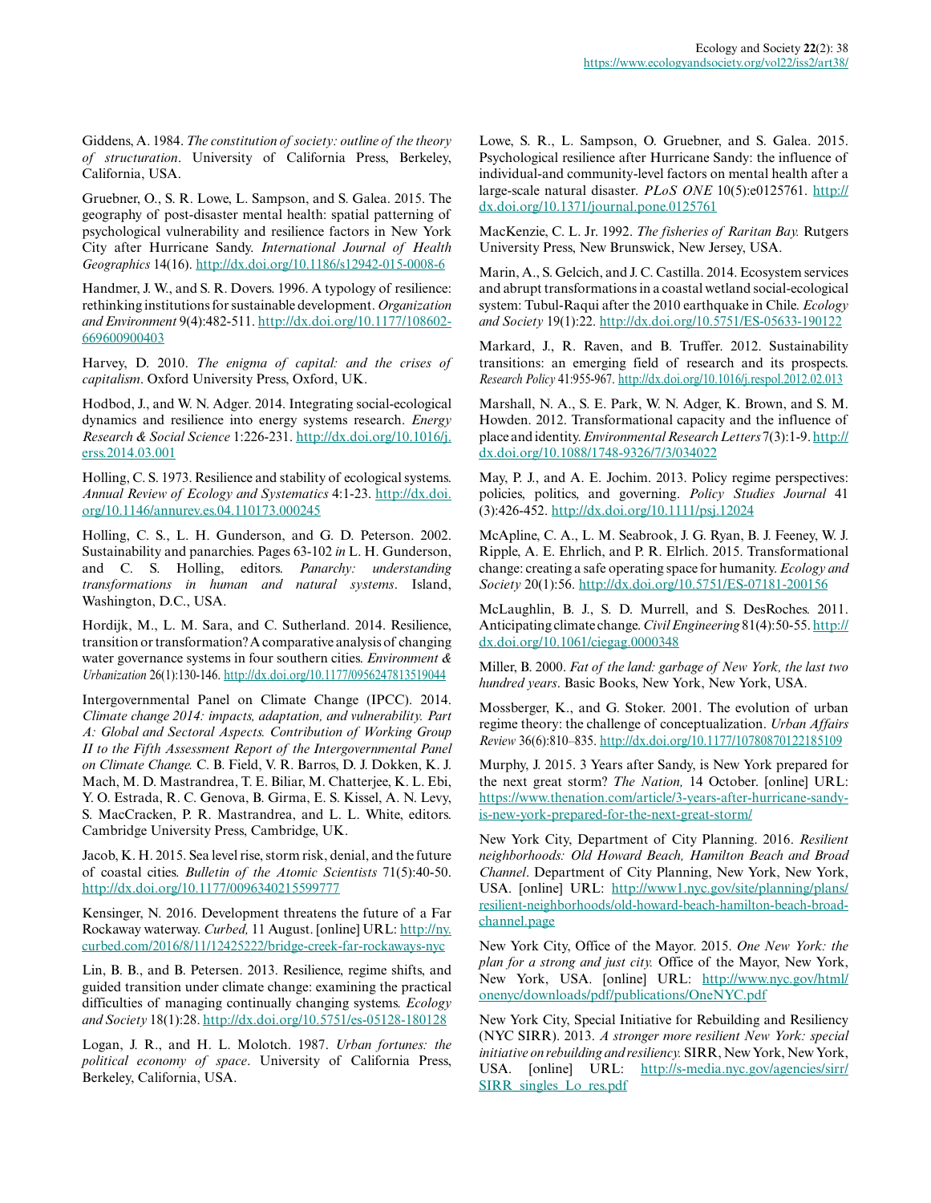Giddens, A. 1984. *The constitution of society: outline of the theory of structuration*. University of California Press, Berkeley, California, USA.

Gruebner, O., S. R. Lowe, L. Sampson, and S. Galea. 2015. The geography of post-disaster mental health: spatial patterning of psychological vulnerability and resilience factors in New York City after Hurricane Sandy. *International Journal of Health Geographics* 14(16). http://dx.doi.org/10.1186/s12942-015-0008-6

Handmer, J. W., and S. R. Dovers. 1996. A typology of resilience: rethinking institutions for sustainable development. *Organization and Environment* 9(4):482-511. http://dx.doi.org/10.1177/108602-669600900403

Harvey, D. 2010. *The enigma of capital: and the crises of capitalism*. Oxford University Press, Oxford, UK.

Hodbod, J., and W. N. Adger. 2014. Integrating social-ecological dynamics and resilience into energy systems research. *Energy Research & Social Science* 1:226-231. http://dx.doi.org/10.1016/j.erss.2014.03.001

Holling, C. S. 1973. Resilience and stability of ecological systems. *Annual Review of Ecology and Systematics* 4:1-23. http://dx.doi.org/10.1146/annurev.es.04.110173.000245

Holling, C. S., L. H. Gunderson, and G. D. Peterson. 2002. Sustainability and panarchies. Pages 63-102 *in* L. H. Gunderson, and C. S. Holling, editors. *Panarchy: understanding transformations in human and natural systems*. Island, Washington, D.C., USA.

Hordijk, M., L. M. Sara, and C. Sutherland. 2014. Resilience, transition or transformation? A comparative analysis of changing water governance systems in four southern cities. *Environment & Urbanization* 26(1):130-146. http://dx.doi.org/10.1177/0956247813519044

Intergovernmental Panel on Climate Change (IPCC). 2014. *Climate change 2014: impacts, adaptation, and vulnerability. Part A: Global and Sectoral Aspects. Contribution of Working Group II to the Fifth Assessment Report of the Intergovernmental Panel on Climate Change.* C. B. Field, V. R. Barros, D. J. Dokken, K. J. Mach, M. D. Mastrandrea, T. E. Biliar, M. Chatterjee, K. L. Ebi, Y. O. Estrada, R. C. Genova, B. Girma, E. S. Kissel, A. N. Levy, S. MacCracken, P. R. Mastrandrea, and L. L. White, editors. Cambridge University Press, Cambridge, UK.

Jacob, K. H. 2015. Sea level rise, storm risk, denial, and the future of coastal cities. *Bulletin of the Atomic Scientists* 71(5):40-50. http://dx.doi.org/10.1177/0096340215599777

Kensinger, N. 2016. Development threatens the future of a Far Rockaway waterway. *Curbed,* 11 August. [online] URL: http://ny.curbed.com/2016/8/11/12425222/bridge-creek-far-rockaways-nyc

Lin, B. B., and B. Petersen. 2013. Resilience, regime shifts, and guided transition under climate change: examining the practical difficulties of managing continually changing systems. *Ecology and Society* 18(1):28. http://dx.doi.org/10.5751/es-05128-180128

Logan, J. R., and H. L. Molotch. 1987. *Urban fortunes: the political economy of space*. University of California Press, Berkeley, California, USA.

Lowe, S. R., L. Sampson, O. Gruebner, and S. Galea. 2015. Psychological resilience after Hurricane Sandy: the influence of individual-and community-level factors on mental health after a large-scale natural disaster. *PLoS ONE* 10(5):e0125761. http://dx.doi.org/10.1371/journal.pone.0125761

MacKenzie, C. L. Jr. 1992. *The fisheries of Raritan Bay.* Rutgers University Press, New Brunswick, New Jersey, USA.

Marin, A., S. Gelcich, and J. C. Castilla. 2014. Ecosystem services and abrupt transformations in a coastal wetland social-ecological system: Tubul-Raqui after the 2010 earthquake in Chile. *Ecology and Society* 19(1):22. http://dx.doi.org/10.5751/ES-05633-190122

Markard, J., R. Raven, and B. Truffer. 2012. Sustainability transitions: an emerging field of research and its prospects. *Research Policy* 41:955-967. http://dx.doi.org/10.1016/j.respol.2012.02.013

Marshall, N. A., S. E. Park, W. N. Adger, K. Brown, and S. M. Howden. 2012. Transformational capacity and the influence of place and identity. *Environmental Research Letters* 7(3):1-9. http://dx.doi.org/10.1088/1748-9326/7/3/034022

May, P. J., and A. E. Jochim. 2013. Policy regime perspectives: policies, politics, and governing. *Policy Studies Journal* 41 (3):426-452. http://dx.doi.org/10.1111/psj.12024

McApline, C. A., L. M. Seabrook, J. G. Ryan, B. J. Feeney, W. J. Ripple, A. E. Ehrlich, and P. R. Elrlich. 2015. Transformational change: creating a safe operating space for humanity. *Ecology and Society* 20(1):56. http://dx.doi.org/10.5751/ES-07181-200156

McLaughlin, B. J., S. D. Murrell, and S. DesRoches. 2011. Anticipating climate change. *Civil Engineering* 81(4):50-55. http://dx.doi.org/10.1061/ciegag.0000348

Miller, B. 2000. *Fat of the land: garbage of New York, the last two hundred years*. Basic Books, New York, New York, USA.

Mossberger, K., and G. Stoker. 2001. The evolution of urban regime theory: the challenge of conceptualization. *Urban Affairs Review* 36(6):810–835. http://dx.doi.org/10.1177/10780870122185109

Murphy, J. 2015. 3 Years after Sandy, is New York prepared for the next great storm? *The Nation,* 14 October. [online] URL: https://www.thenation.com/article/3-years-after-hurricane-sandy-is-new-york-prepared-for-the-next-great-storm/

New York City, Department of City Planning. 2016. *Resilient neighborhoods: Old Howard Beach, Hamilton Beach and Broad Channel*. Department of City Planning, New York, New York, USA. [online] URL: http://www1.nyc.gov/site/planning/plans/resilient-neighborhoods/old-howard-beach-hamilton-beach-broad-channel.page

New York City, Office of the Mayor. 2015. *One New York: the plan for a strong and just city.* Office of the Mayor, New York, New York, USA. [online] URL: http://www.nyc.gov/html/onenyc/downloads/pdf/publications/OneNYC.pdf

New York City, Special Initiative for Rebuilding and Resiliency (NYC SIRR). 2013. *A stronger more resilient New York: special initiative on rebuilding and resiliency.* SIRR, New York, New York, USA. [online] URL: http://s-media.nyc.gov/agencies/sirr/SIRR_singles_Lo_res.pdf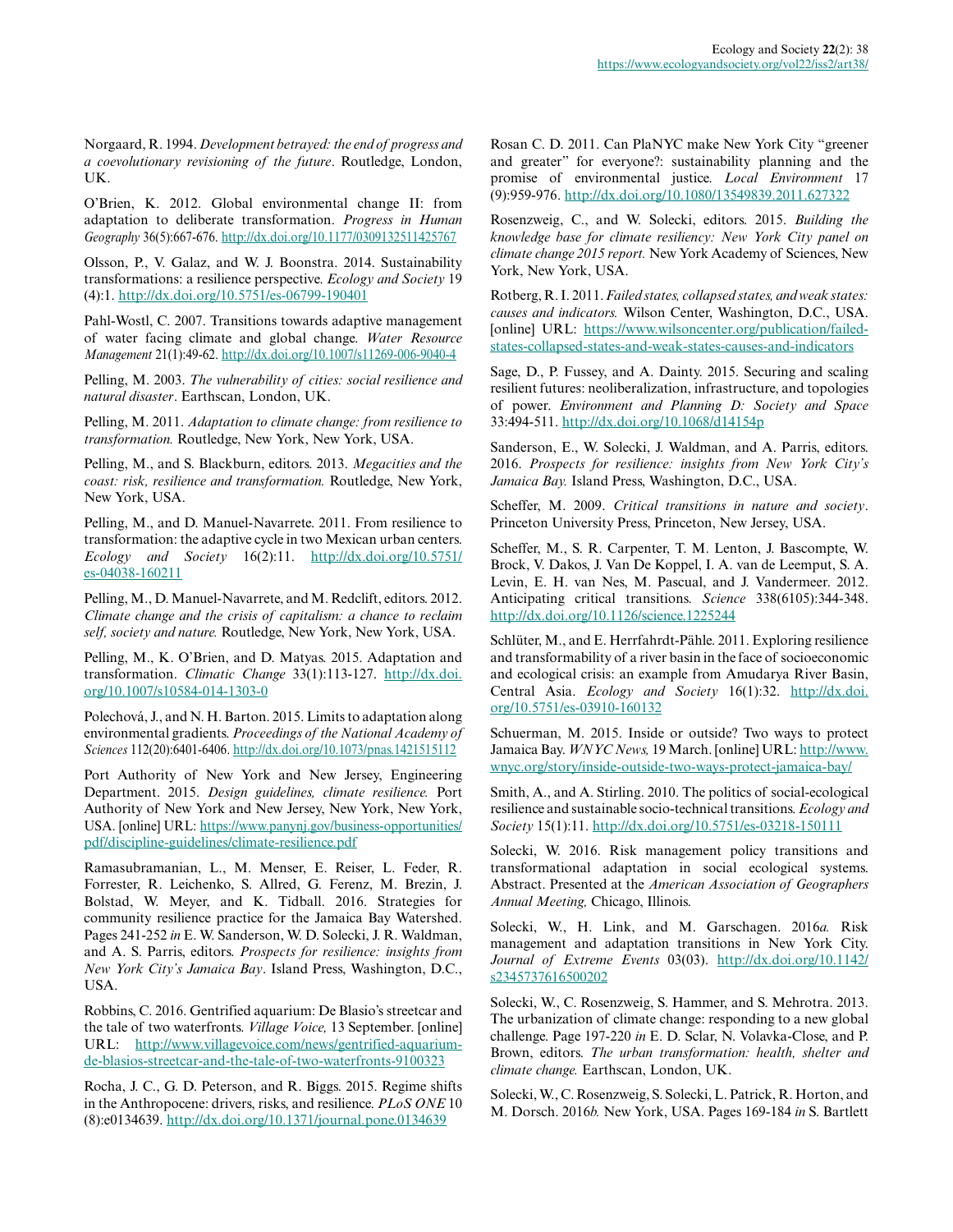Norgaard, R. 1994. *Development betrayed: the end of progress and a coevolutionary revisioning of the future*. Routledge, London, UK.

O'Brien, K. 2012. Global environmental change II: from adaptation to deliberate transformation. *Progress in Human Geography* 36(5):667-676. http://dx.doi.org/10.1177/0309132511425767

Olsson, P., V. Galaz, and W. J. Boonstra. 2014. Sustainability transformations: a resilience perspective. *Ecology and Society* 19 (4):1. http://dx.doi.org/10.5751/es-06799-190401

Pahl-Wostl, C. 2007. Transitions towards adaptive management of water facing climate and global change. *Water Resource Management* 21(1):49-62. http://dx.doi.org/10.1007/s11269-006-9040-4

Pelling, M. 2003. *The vulnerability of cities: social resilience and natural disaster*. Earthscan, London, UK.

Pelling, M. 2011. *Adaptation to climate change: from resilience to transformation.* Routledge, New York, New York, USA.

Pelling, M., and S. Blackburn, editors. 2013. *Megacities and the coast: risk, resilience and transformation.* Routledge, New York, New York, USA.

Pelling, M., and D. Manuel-Navarrete. 2011. From resilience to transformation: the adaptive cycle in two Mexican urban centers. *Ecology and Society* 16(2):11. http://dx.doi.org/10.5751/es-04038-160211

Pelling, M., D. Manuel-Navarrete, and M. Redclift, editors. 2012. *Climate change and the crisis of capitalism: a chance to reclaim self, society and nature.* Routledge, New York, New York, USA.

Pelling, M., K. O'Brien, and D. Matyas. 2015. Adaptation and transformation. *Climatic Change* 33(1):113-127. http://dx.doi.org/10.1007/s10584-014-1303-0

Polechová, J., and N. H. Barton. 2015. Limits to adaptation along environmental gradients. *Proceedings of the National Academy of Sciences* 112(20):6401-6406. http://dx.doi.org/10.1073/pnas.1421515112

Port Authority of New York and New Jersey, Engineering Department. 2015. *Design guidelines, climate resilience.* Port Authority of New York and New Jersey, New York, New York, USA. [online] URL: https://www.panynj.gov/business-opportunities/pdf/discipline-guidelines/climate-resilience.pdf

Ramasubramanian, L., M. Menser, E. Reiser, L. Feder, R. Forrester, R. Leichenko, S. Allred, G. Ferenz, M. Brezin, J. Bolstad, W. Meyer, and K. Tidball. 2016. Strategies for community resilience practice for the Jamaica Bay Watershed. Pages 241-252 *in* E. W. Sanderson, W. D. Solecki, J. R. Waldman, and A. S. Parris, editors. *Prospects for resilience: insights from New York City's Jamaica Bay*. Island Press, Washington, D.C., USA.

Robbins, C. 2016. Gentrified aquarium: De Blasio's streetcar and the tale of two waterfronts. *Village Voice,* 13 September. [online] URL: http://www.villagevoice.com/news/gentrified-aquarium-de-blasios-streetcar-and-the-tale-of-two-waterfronts-9100323

Rocha, J. C., G. D. Peterson, and R. Biggs. 2015. Regime shifts in the Anthropocene: drivers, risks, and resilience. *PLoS ONE* 10 (8):e0134639. http://dx.doi.org/10.1371/journal.pone.0134639

Rosan C. D. 2011. Can PlaNYC make New York City "greener and greater" for everyone?: sustainability planning and the promise of environmental justice. *Local Environment* 17 (9):959-976. http://dx.doi.org/10.1080/13549839.2011.627322

Rosenzweig, C., and W. Solecki, editors. 2015. *Building the knowledge base for climate resiliency: New York City panel on climate change 2015 report.* New York Academy of Sciences, New York, New York, USA.

Rotberg, R. I. 2011. *Failed states, collapsed states, and weak states: causes and indicators.* Wilson Center, Washington, D.C., USA. [online] URL: https://www.wilsoncenter.org/publication/failed-states-collapsed-states-and-weak-states-causes-and-indicators

Sage, D., P. Fussey, and A. Dainty. 2015. Securing and scaling resilient futures: neoliberalization, infrastructure, and topologies of power. *Environment and Planning D: Society and Space* 33:494-511. http://dx.doi.org/10.1068/d14154p

Sanderson, E., W. Solecki, J. Waldman, and A. Parris, editors. 2016. *Prospects for resilience: insights from New York City's Jamaica Bay.* Island Press, Washington, D.C., USA.

Scheffer, M. 2009. *Critical transitions in nature and society*. Princeton University Press, Princeton, New Jersey, USA.

Scheffer, M., S. R. Carpenter, T. M. Lenton, J. Bascompte, W. Brock, V. Dakos, J. Van De Koppel, I. A. van de Leemput, S. A. Levin, E. H. van Nes, M. Pascual, and J. Vandermeer. 2012. Anticipating critical transitions. *Science* 338(6105):344-348. http://dx.doi.org/10.1126/science.1225244

Schlüter, M., and E. Herrfahrdt-Pähle. 2011. Exploring resilience and transformability of a river basin in the face of socioeconomic and ecological crisis: an example from Amudarya River Basin, Central Asia. *Ecology and Society* 16(1):32. http://dx.doi.org/10.5751/es-03910-160132

Schuerman, M. 2015. Inside or outside? Two ways to protect Jamaica Bay. *WNYC News,* 19 March. [online] URL: http://www.wnyc.org/story/inside-outside-two-ways-protect-jamaica-bay/

Smith, A., and A. Stirling. 2010. The politics of social-ecological resilience and sustainable socio-technical transitions. *Ecology and Society* 15(1):11. http://dx.doi.org/10.5751/es-03218-150111

Solecki, W. 2016. Risk management policy transitions and transformational adaptation in social ecological systems. Abstract. Presented at the *American Association of Geographers Annual Meeting,* Chicago, Illinois.

Solecki, W., H. Link, and M. Garschagen. 2016*a.* Risk management and adaptation transitions in New York City. *Journal of Extreme Events* 03(03). http://dx.doi.org/10.1142/s2345737616500202

Solecki, W., C. Rosenzweig, S. Hammer, and S. Mehrotra. 2013. The urbanization of climate change: responding to a new global challenge. Page 197-220 *in* E. D. Sclar, N. Volavka-Close, and P. Brown, editors. *The urban transformation: health, shelter and climate change.* Earthscan, London, UK.

Solecki, W., C. Rosenzweig, S. Solecki, L. Patrick, R. Horton, and M. Dorsch. 2016*b.* New York, USA. Pages 169-184 *in* S. Bartlett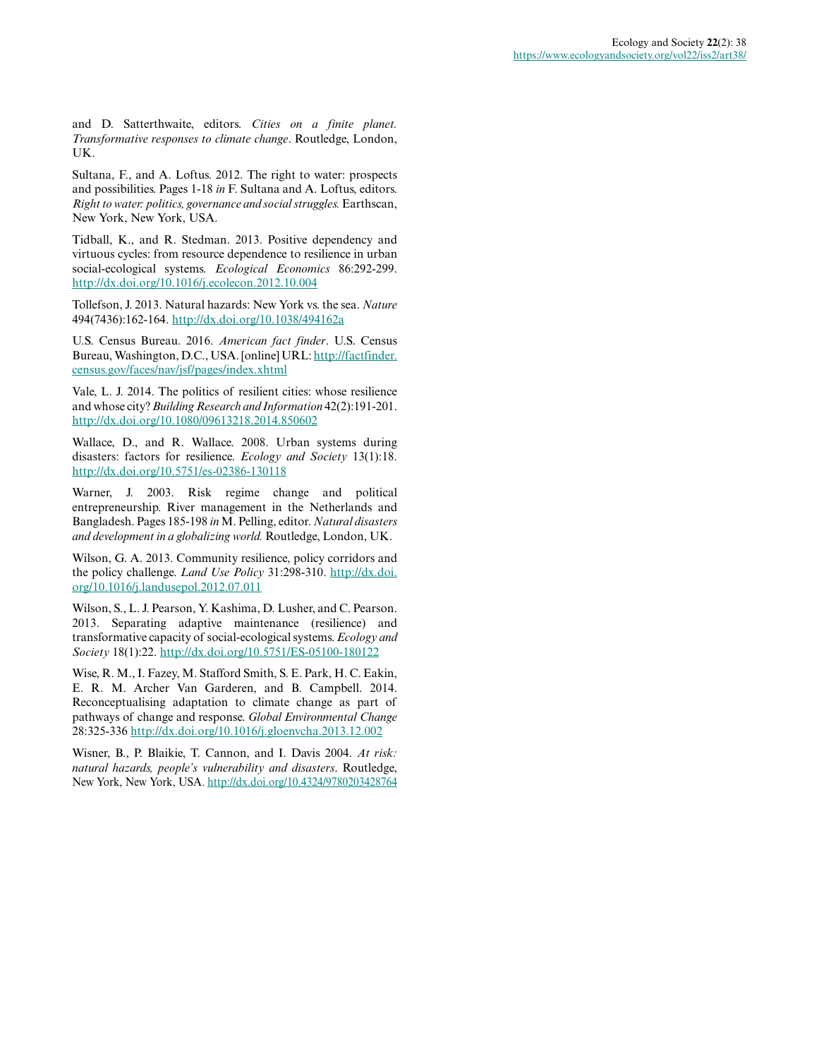and D. Satterthwaite, editors. *Cities on a finite planet. Transformative responses to climate change*. Routledge, London, UK.

Sultana, F., and A. Loftus. 2012. The right to water: prospects and possibilities. Pages 1-18 *in* F. Sultana and A. Loftus, editors. *Right to water: politics, governance and social struggles.* Earthscan, New York, New York, USA.

Tidball, K., and R. Stedman. 2013. Positive dependency and virtuous cycles: from resource dependence to resilience in urban social-ecological systems. *Ecological Economics* 86:292-299. http://dx.doi.org/10.1016/j.ecolecon.2012.10.004

Tollefson, J. 2013. Natural hazards: New York vs. the sea. *Nature* 494(7436):162-164. http://dx.doi.org/10.1038/494162a

U.S. Census Bureau. 2016. *American fact finder*. U.S. Census Bureau, Washington, D.C., USA. [online] URL: http://factfinder.census.gov/faces/nav/jsf/pages/index.xhtml

Vale, L. J. 2014. The politics of resilient cities: whose resilience and whose city? *Building Research and Information* 42(2):191-201. http://dx.doi.org/10.1080/09613218.2014.850602

Wallace, D., and R. Wallace. 2008. Urban systems during disasters: factors for resilience. *Ecology and Society* 13(1):18. http://dx.doi.org/10.5751/es-02386-130118

Warner, J. 2003. Risk regime change and political entrepreneurship. River management in the Netherlands and Bangladesh. Pages 185-198 *in* M. Pelling, editor. *Natural disasters and development in a globalizing world.* Routledge, London, UK.

Wilson, G. A. 2013. Community resilience, policy corridors and the policy challenge. *Land Use Policy* 31:298-310. http://dx.doi.org/10.1016/j.landusepol.2012.07.011

Wilson, S., L. J. Pearson, Y. Kashima, D. Lusher, and C. Pearson. 2013. Separating adaptive maintenance (resilience) and transformative capacity of social-ecological systems. *Ecology and Society* 18(1):22. http://dx.doi.org/10.5751/ES-05100-180122

Wise, R. M., I. Fazey, M. Stafford Smith, S. E. Park, H. C. Eakin, E. R. M. Archer Van Garderen, and B. Campbell. 2014. Reconceptualising adaptation to climate change as part of pathways of change and response. *Global Environmental Change* 28:325-336 http://dx.doi.org/10.1016/j.gloenvcha.2013.12.002

Wisner, B., P. Blaikie, T. Cannon, and I. Davis 2004. *At risk: natural hazards, people's vulnerability and disasters*. Routledge, New York, New York, USA. http://dx.doi.org/10.4324/9780203428764